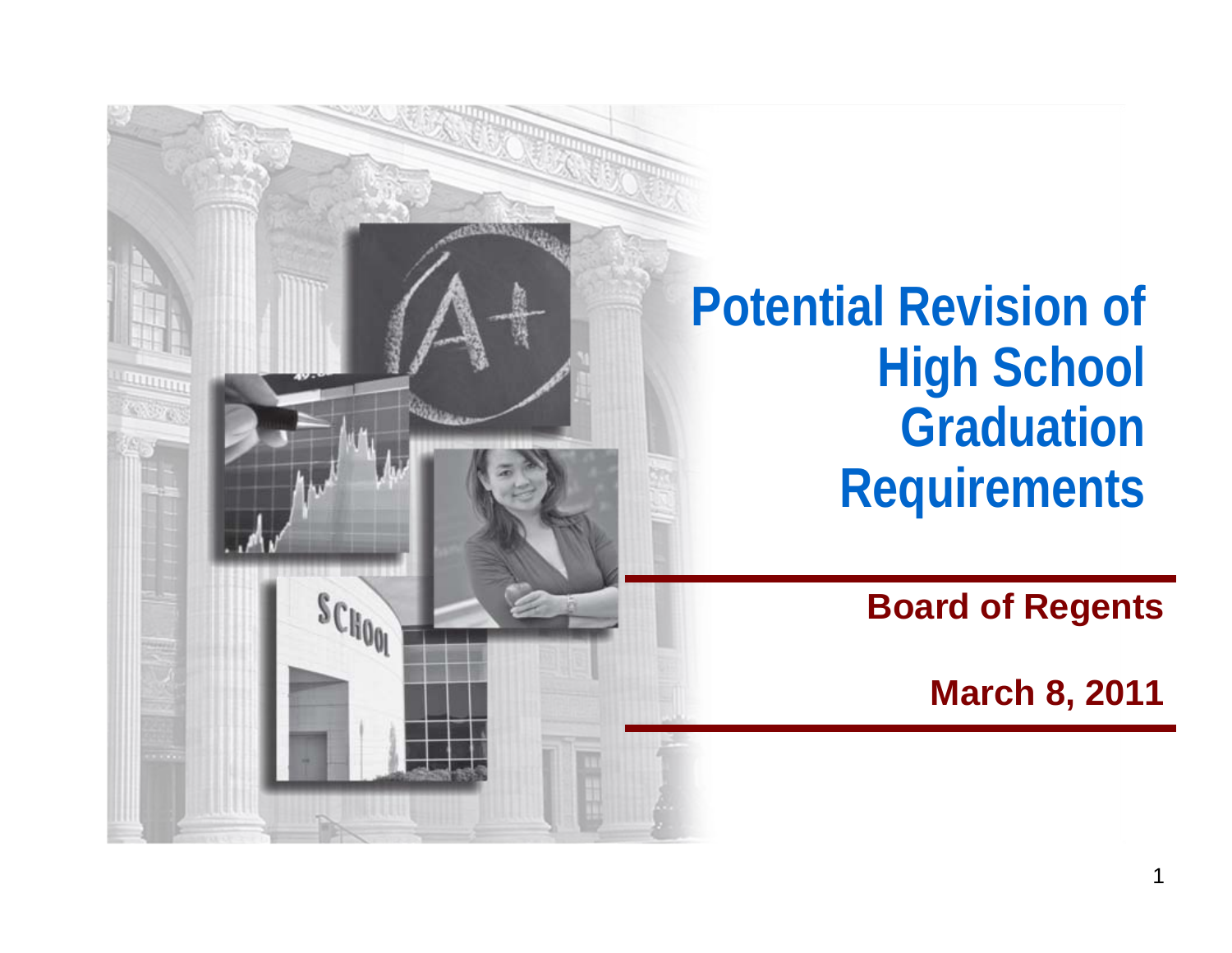# Potential Revision of High School Graduation Requirements

**Board of Regents**

**March 8, 2011**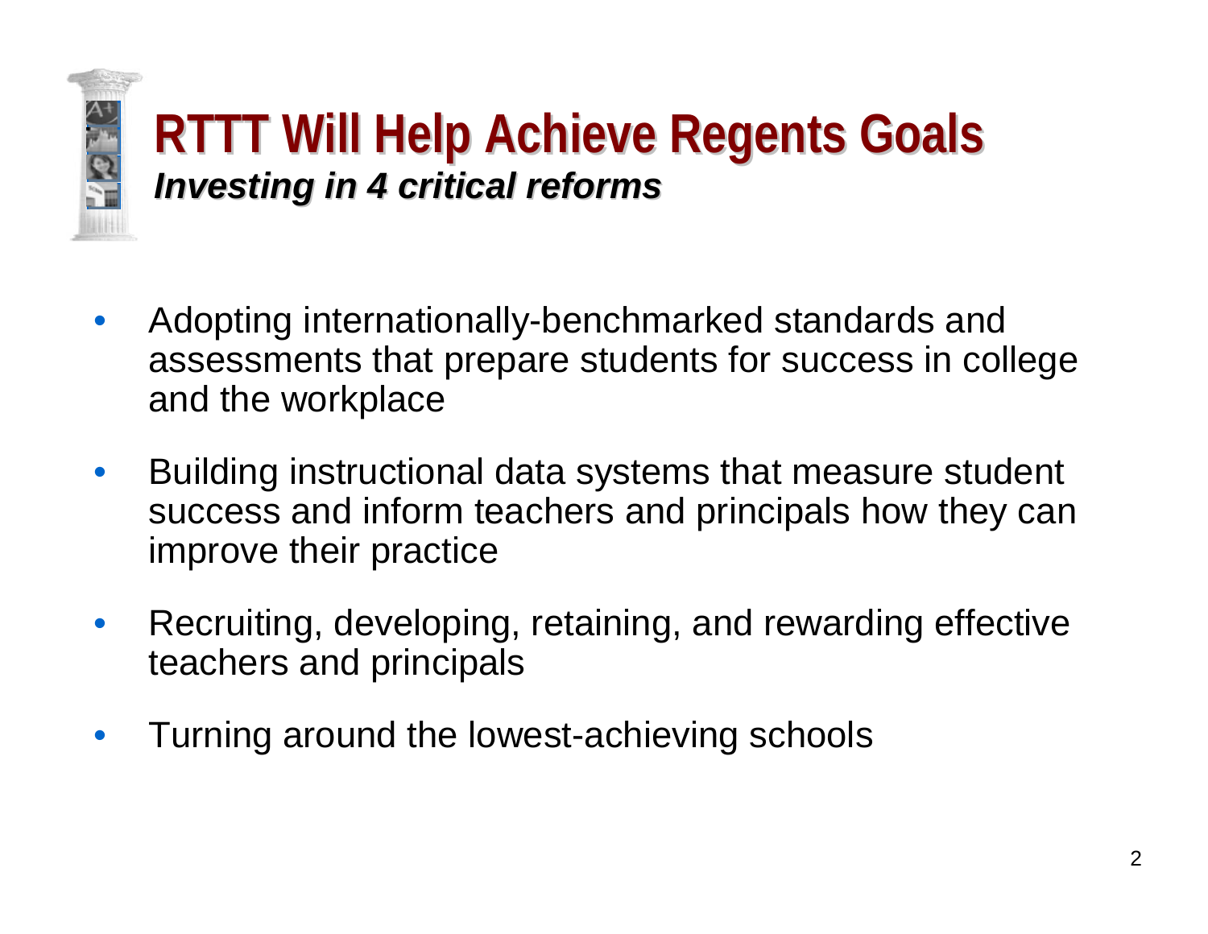# RTTT Will Help Achieve Regents Goals

***Investing in 4 critical reforms***

- Adopting internationally-benchmarked standards and assessments that prepare students for success in college and the workplace
- Building instructional data systems that measure student success and inform teachers and principals how they can improve their practice
- Recruiting, developing, retaining, and rewarding effective teachers and principals
- Turning around the lowest-achieving schools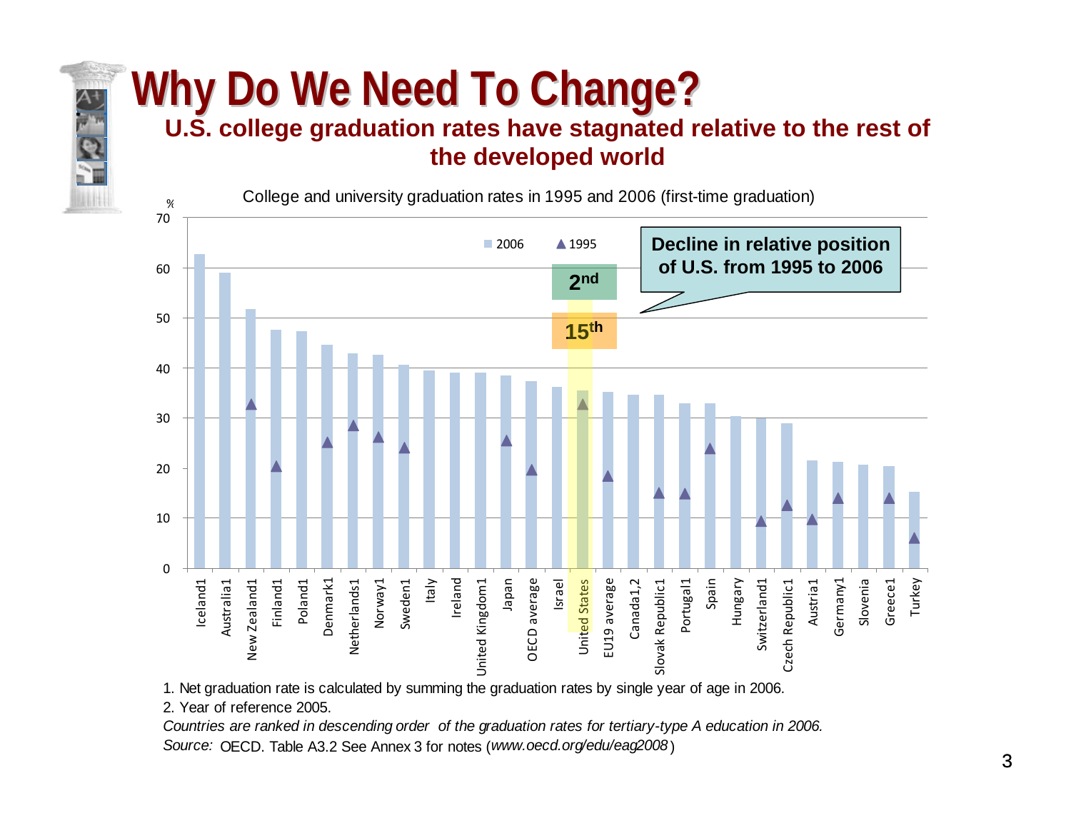# Why Do We Need To Change?

## U.S. college graduation rates have stagnated relative to the rest of the developed world

College and university graduation rates in 1995 and 2006 (first-time graduation)

**Decline in relative position of U.S. from 1995 to 2006**

2[nd]

15[th]

1. Net graduation rate is calculated by summing the graduation rates by single year of age in 2006.
2. Year of reference 2005.

*Countries are ranked in descending order of the graduation rates for tertiary-type A education in 2006.*

*Source:* OECD. Table A3.2 See Annex 3 for notes (*www.oecd.org/edu/eag2008*)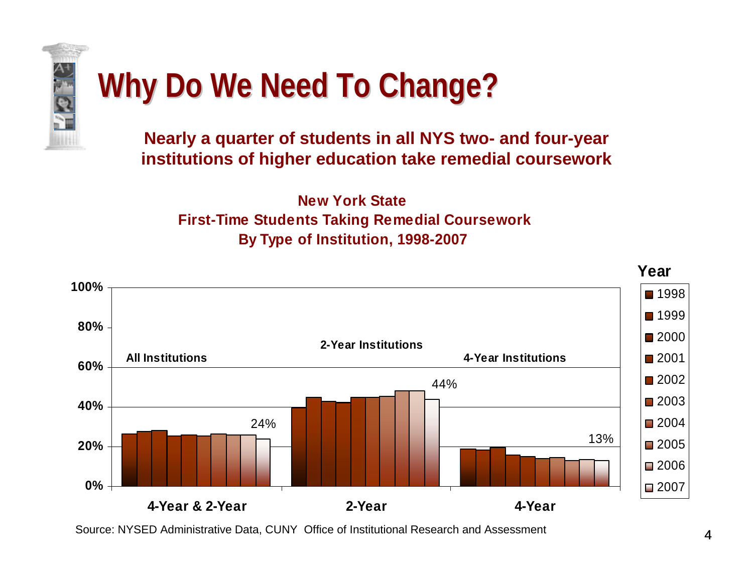# Why Do We Need To Change?

**Nearly a quarter of students in all NYS two- and four-year institutions of higher education take remedial coursework**

**New York State**
**First-Time Students Taking Remedial Coursework**
**By Type of Institution, 1998-2007**

| Type of Institution | 2007 |
| --- | --- |
| All Institutions (4-Year & 2-Year) | 24% |
| 2-Year Institutions | 44% |
| 4-Year Institutions | 13% |

Source: NYSED Administrative Data, CUNY Office of Institutional Research and Assessment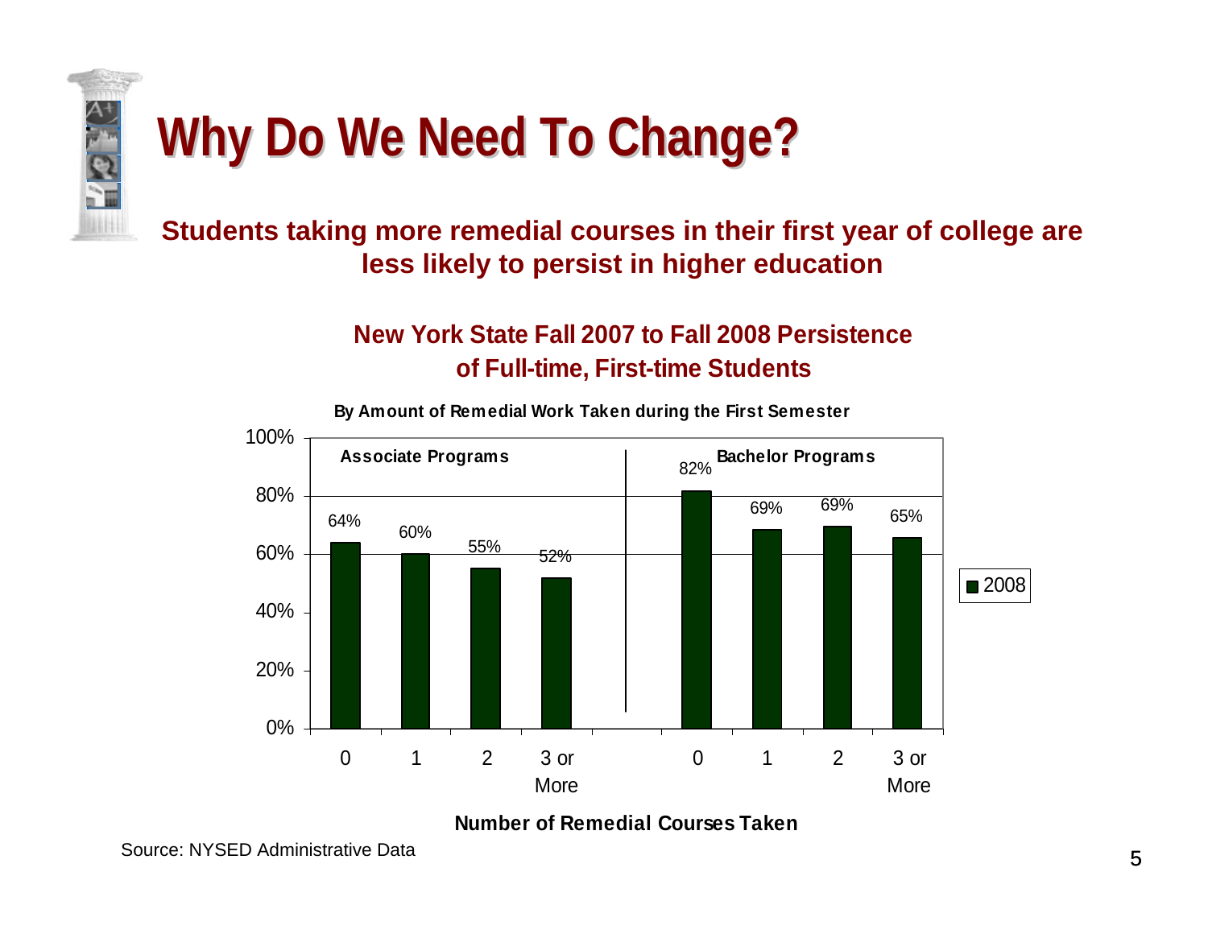# Why Do We Need To Change?

**Students taking more remedial courses in their first year of college are less likely to persist in higher education**

**New York State Fall 2007 to Fall 2008 Persistence of Full-time, First-time Students**

**By Amount of Remedial Work Taken during the First Semester**

| Number of Remedial Courses Taken | Associate Programs (2008) | Bachelor Programs (2008) |
|---|---|---|
| 0 | 64% | 82% |
| 1 | 60% | 69% |
| 2 | 55% | 69% |
| 3 or More | 52% | 65% |

Source: NYSED Administrative Data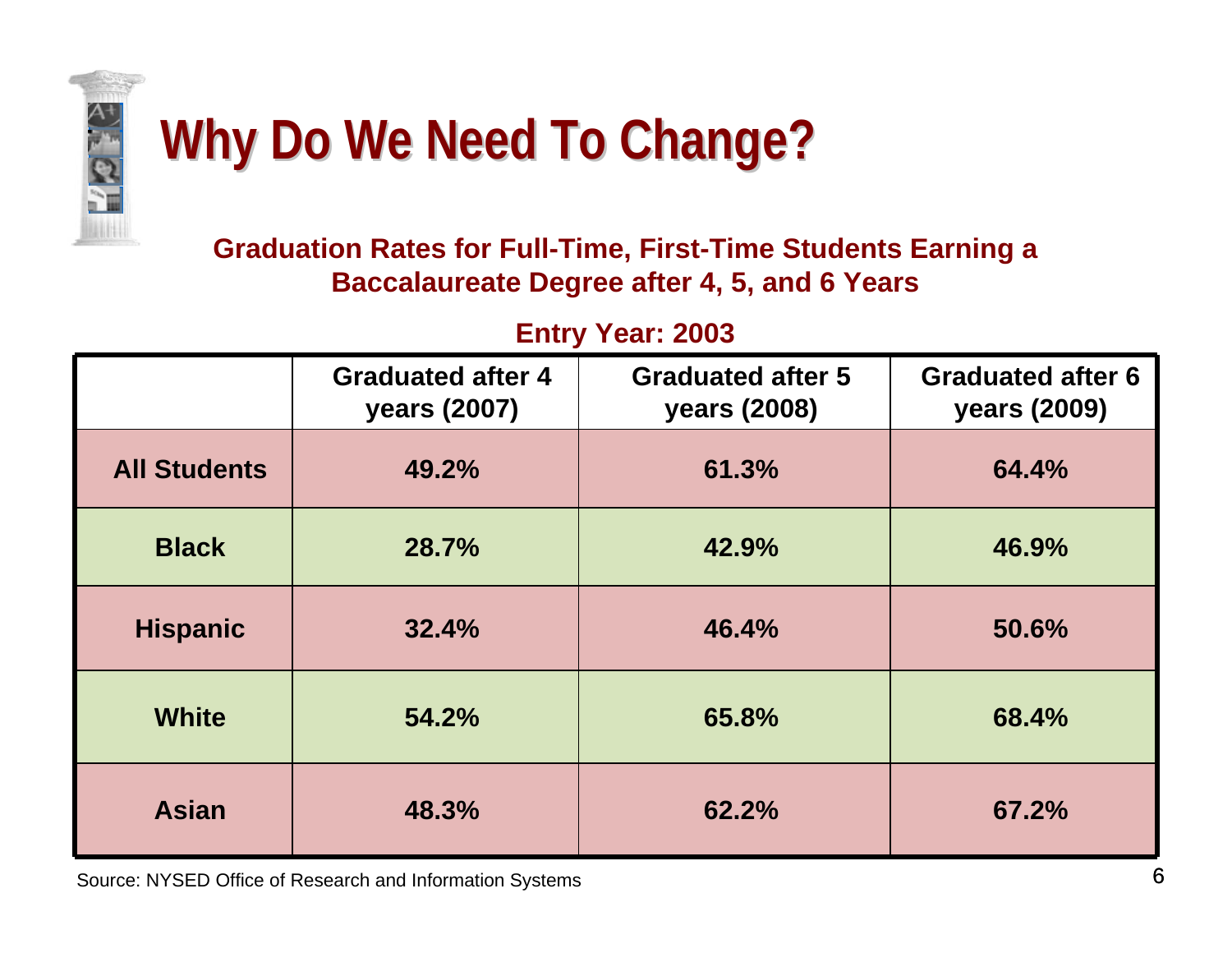# Why Do We Need To Change?

**Graduation Rates for Full-Time, First-Time Students Earning a Baccalaureate Degree after 4, 5, and 6 Years**

**Entry Year: 2003**

| | Graduated after 4 years (2007) | Graduated after 5 years (2008) | Graduated after 6 years (2009) |
|---|---|---|---|
| **All Students** | 49.2% | 61.3% | 64.4% |
| **Black** | 28.7% | 42.9% | 46.9% |
| **Hispanic** | 32.4% | 46.4% | 50.6% |
| **White** | 54.2% | 65.8% | 68.4% |
| **Asian** | 48.3% | 62.2% | 67.2% |

Source: NYSED Office of Research and Information Systems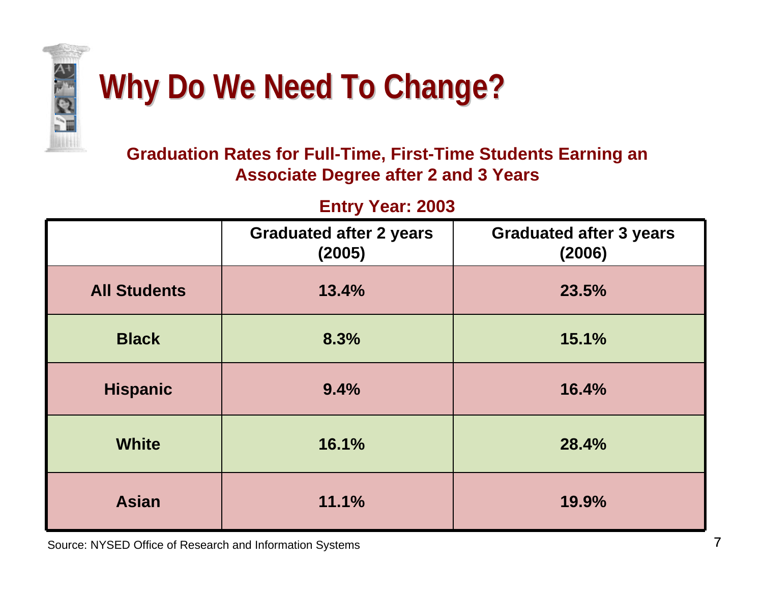# Why Do We Need To Change?

**Graduation Rates for Full-Time, First-Time Students Earning an Associate Degree after 2 and 3 Years**

**Entry Year: 2003**

| | Graduated after 2 years (2005) | Graduated after 3 years (2006) |
|---|---|---|
| **All Students** | **13.4%** | **23.5%** |
| **Black** | **8.3%** | **15.1%** |
| **Hispanic** | **9.4%** | **16.4%** |
| **White** | **16.1%** | **28.4%** |
| **Asian** | **11.1%** | **19.9%** |

Source: NYSED Office of Research and Information Systems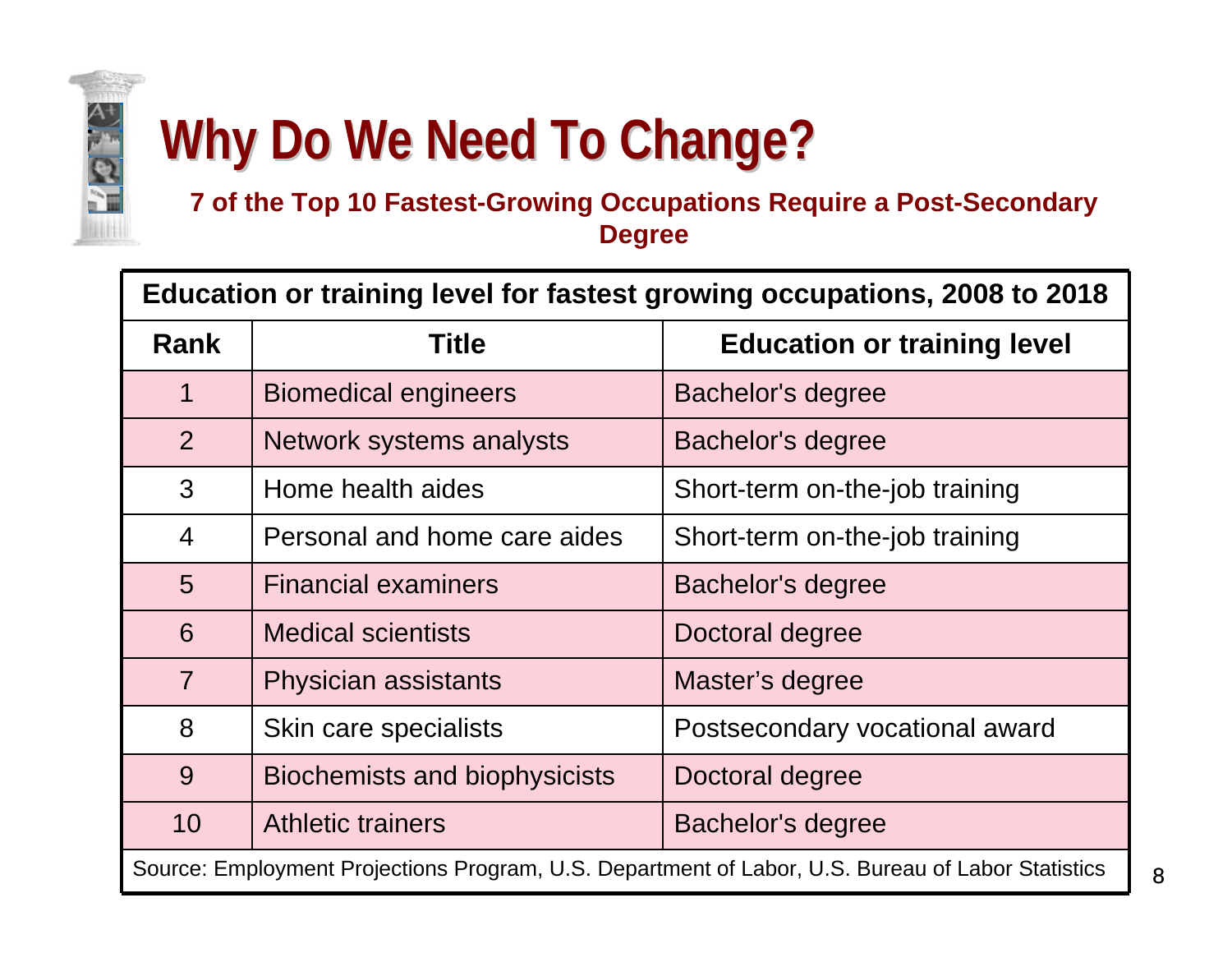# Why Do We Need To Change?

**7 of the Top 10 Fastest-Growing Occupations Require a Post-Secondary Degree**

| Education or training level for fastest growing occupations, 2008 to 2018 | | |
|---|---|---|
| **Rank** | **Title** | **Education or training level** |
| 1 | Biomedical engineers | Bachelor's degree |
| 2 | Network systems analysts | Bachelor's degree |
| 3 | Home health aides | Short-term on-the-job training |
| 4 | Personal and home care aides | Short-term on-the-job training |
| 5 | Financial examiners | Bachelor's degree |
| 6 | Medical scientists | Doctoral degree |
| 7 | Physician assistants | Master's degree |
| 8 | Skin care specialists | Postsecondary vocational award |
| 9 | Biochemists and biophysicists | Doctoral degree |
| 10 | Athletic trainers | Bachelor's degree |

Source: Employment Projections Program, U.S. Department of Labor, U.S. Bureau of Labor Statistics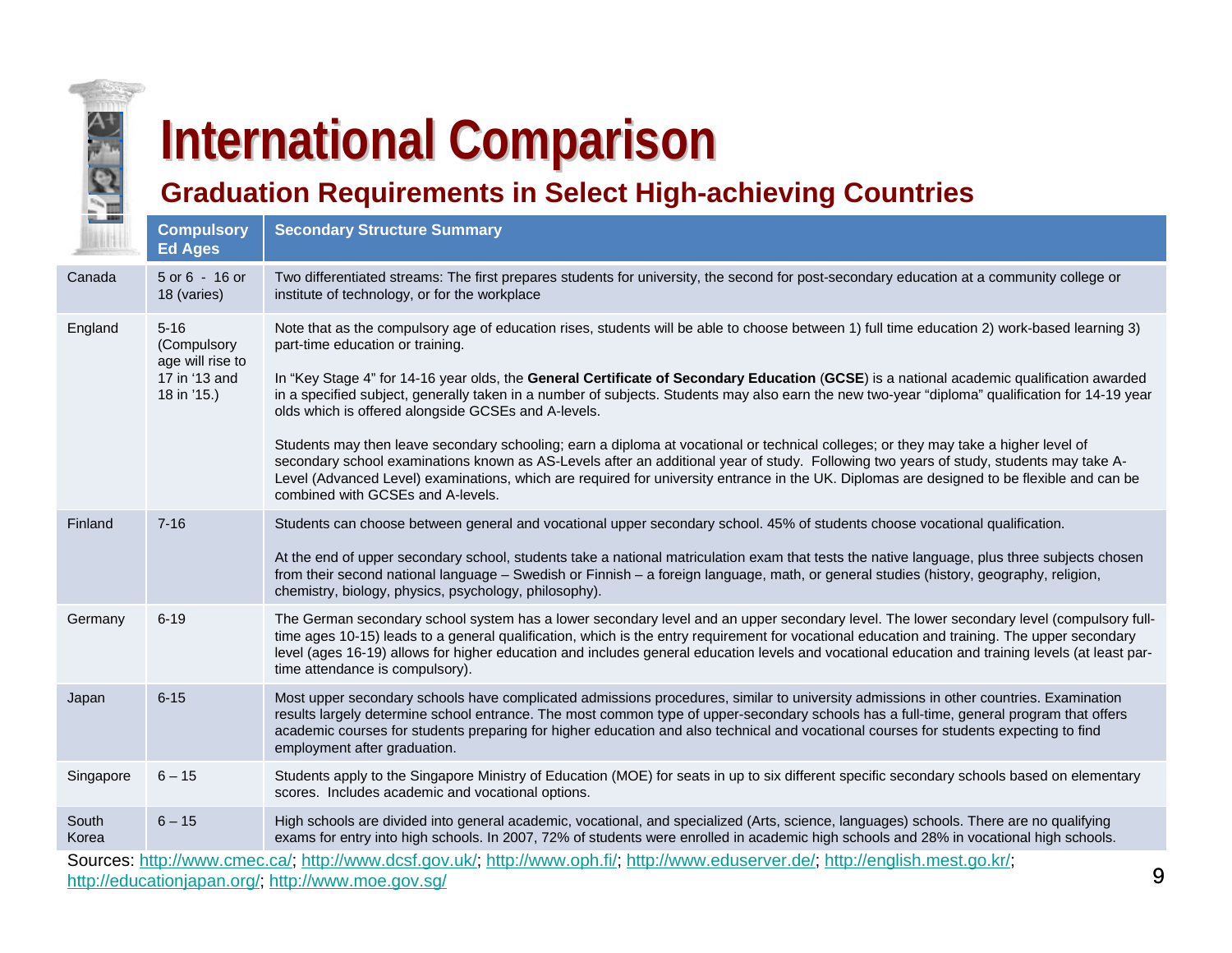# International Comparison

## Graduation Requirements in Select High-achieving Countries

| | Compulsory Ed Ages | Secondary Structure Summary |
|---|---|---|
| Canada | 5 or 6 - 16 or 18 (varies) | Two differentiated streams: The first prepares students for university, the second for post-secondary education at a community college or institute of technology, or for the workplace |
| England | 5-16 (Compulsory age will rise to 17 in '13 and 18 in '15.) | Note that as the compulsory age of education rises, students will be able to choose between 1) full time education 2) work-based learning 3) part-time education or training.<br><br>In "Key Stage 4" for 14-16 year olds, the **General Certificate of Secondary Education** (**GCSE**) is a national academic qualification awarded in a specified subject, generally taken in a number of subjects. Students may also earn the new two-year "diploma" qualification for 14-19 year olds which is offered alongside GCSEs and A-levels.<br><br>Students may then leave secondary schooling; earn a diploma at vocational or technical colleges; or they may take a higher level of secondary school examinations known as AS-Levels after an additional year of study. Following two years of study, students may take A-Level (Advanced Level) examinations, which are required for university entrance in the UK. Diplomas are designed to be flexible and can be combined with GCSEs and A-levels. |
| Finland | 7-16 | Students can choose between general and vocational upper secondary school. 45% of students choose vocational qualification.<br><br>At the end of upper secondary school, students take a national matriculation exam that tests the native language, plus three subjects chosen from their second national language – Swedish or Finnish – a foreign language, math, or general studies (history, geography, religion, chemistry, biology, physics, psychology, philosophy). |
| Germany | 6-19 | The German secondary school system has a lower secondary level and an upper secondary level. The lower secondary level (compulsory full-time ages 10-15) leads to a general qualification, which is the entry requirement for vocational education and training. The upper secondary level (ages 16-19) allows for higher education and includes general education levels and vocational education and training levels (at least par-time attendance is compulsory). |
| Japan | 6-15 | Most upper secondary schools have complicated admissions procedures, similar to university admissions in other countries. Examination results largely determine school entrance. The most common type of upper-secondary schools has a full-time, general program that offers academic courses for students preparing for higher education and also technical and vocational courses for students expecting to find employment after graduation. |
| Singapore | 6 – 15 | Students apply to the Singapore Ministry of Education (MOE) for seats in up to six different specific secondary schools based on elementary scores. Includes academic and vocational options. |
| South Korea | 6 – 15 | High schools are divided into general academic, vocational, and specialized (Arts, science, languages) schools. There are no qualifying exams for entry into high schools. In 2007, 72% of students were enrolled in academic high schools and 28% in vocational high schools. |

Sources: http://www.cmec.ca/; http://www.dcsf.gov.uk/; http://www.oph.fi/; http://www.eduserver.de/; http://english.mest.go.kr/; http://educationjapan.org/; http://www.moe.gov.sg/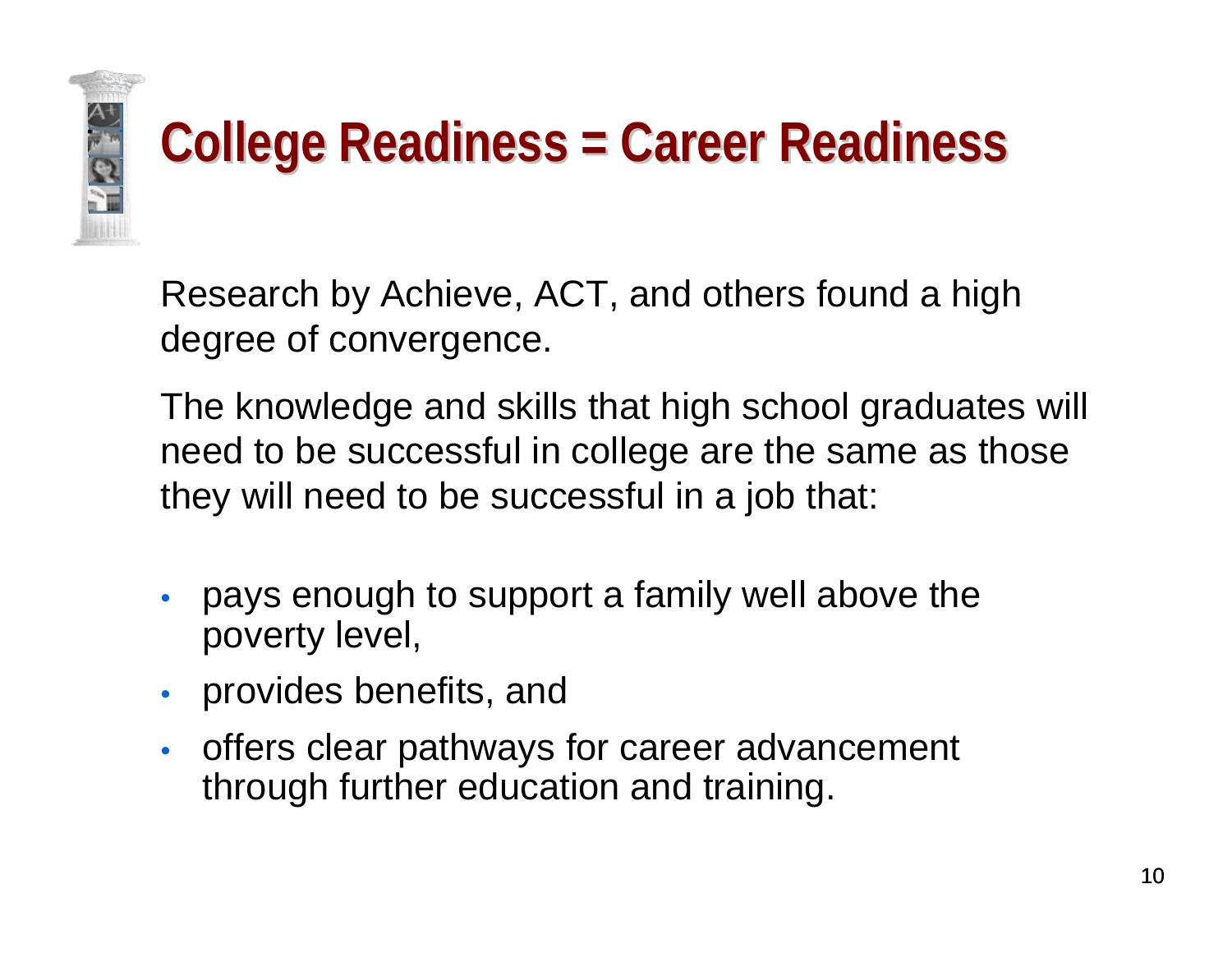# College Readiness = Career Readiness

Research by Achieve, ACT, and others found a high degree of convergence.

The knowledge and skills that high school graduates will need to be successful in college are the same as those they will need to be successful in a job that:

- pays enough to support a family well above the poverty level,
- provides benefits, and
- offers clear pathways for career advancement through further education and training.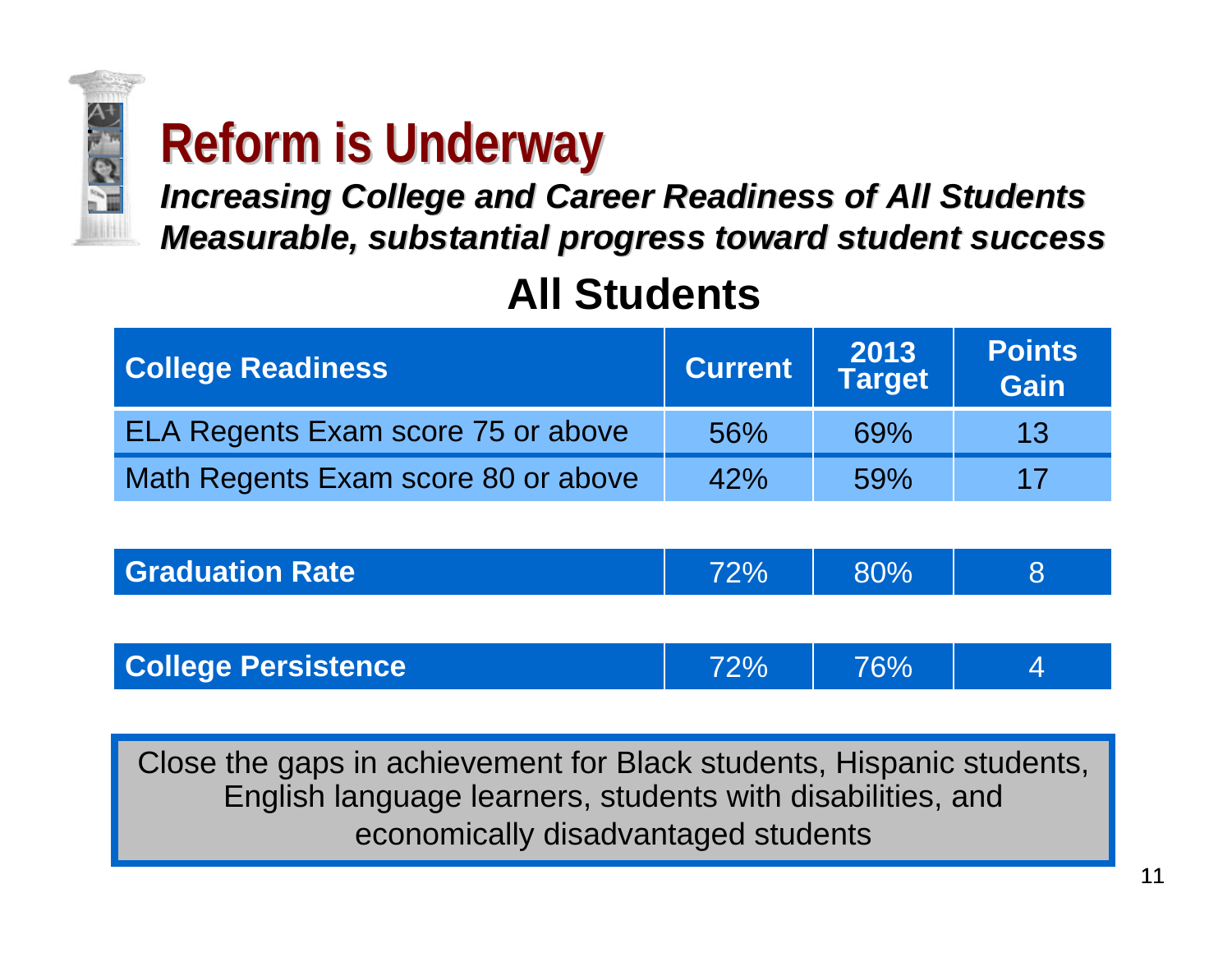# Reform is Underway

***Increasing College and Career Readiness of All Students***
***Measurable, substantial progress toward student success***

## All Students

| College Readiness | Current | 2013 Target | Points Gain |
|---|---|---|---|
| ELA Regents Exam score 75 or above | 56% | 69% | 13 |
| Math Regents Exam score 80 or above | 42% | 59% | 17 |
| **Graduation Rate** | 72% | 80% | 8 |
| **College Persistence** | 72% | 76% | 4 |

Close the gaps in achievement for Black students, Hispanic students, English language learners, students with disabilities, and economically disadvantaged students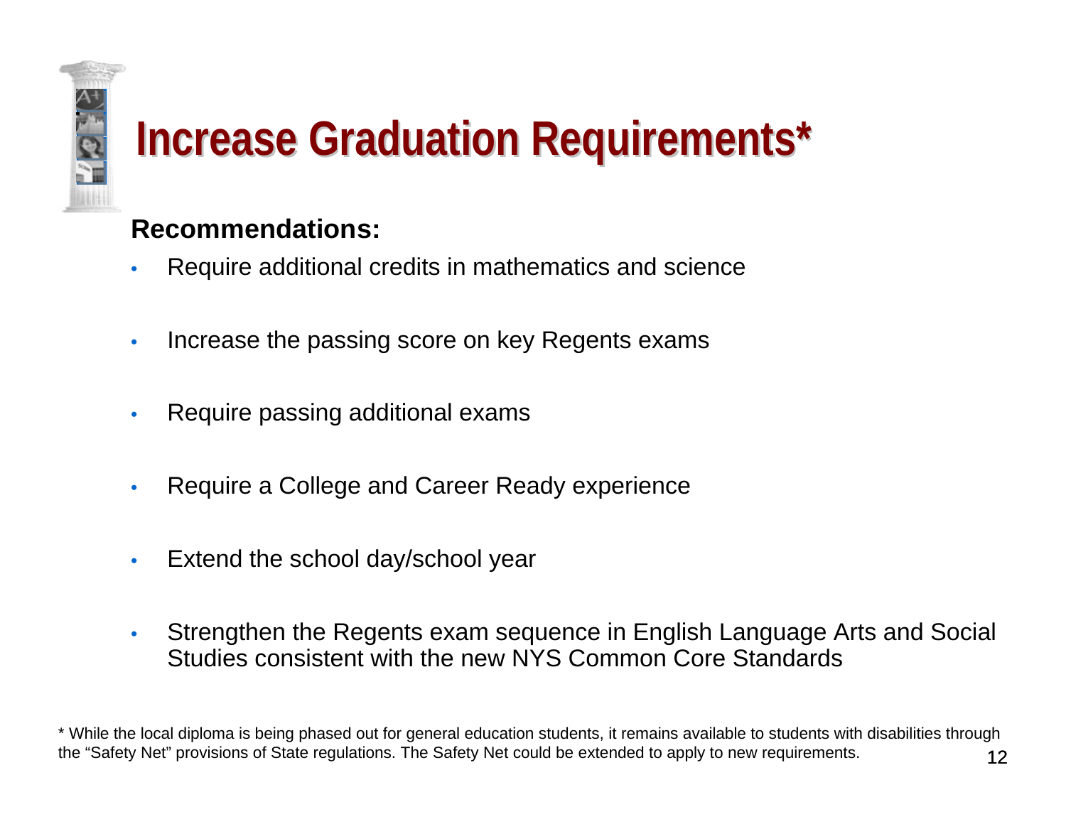# Increase Graduation Requirements*

**Recommendations:**

- Require additional credits in mathematics and science
- Increase the passing score on key Regents exams
- Require passing additional exams
- Require a College and Career Ready experience
- Extend the school day/school year
- Strengthen the Regents exam sequence in English Language Arts and Social Studies consistent with the new NYS Common Core Standards

* While the local diploma is being phased out for general education students, it remains available to students with disabilities through the "Safety Net" provisions of State regulations. The Safety Net could be extended to apply to new requirements.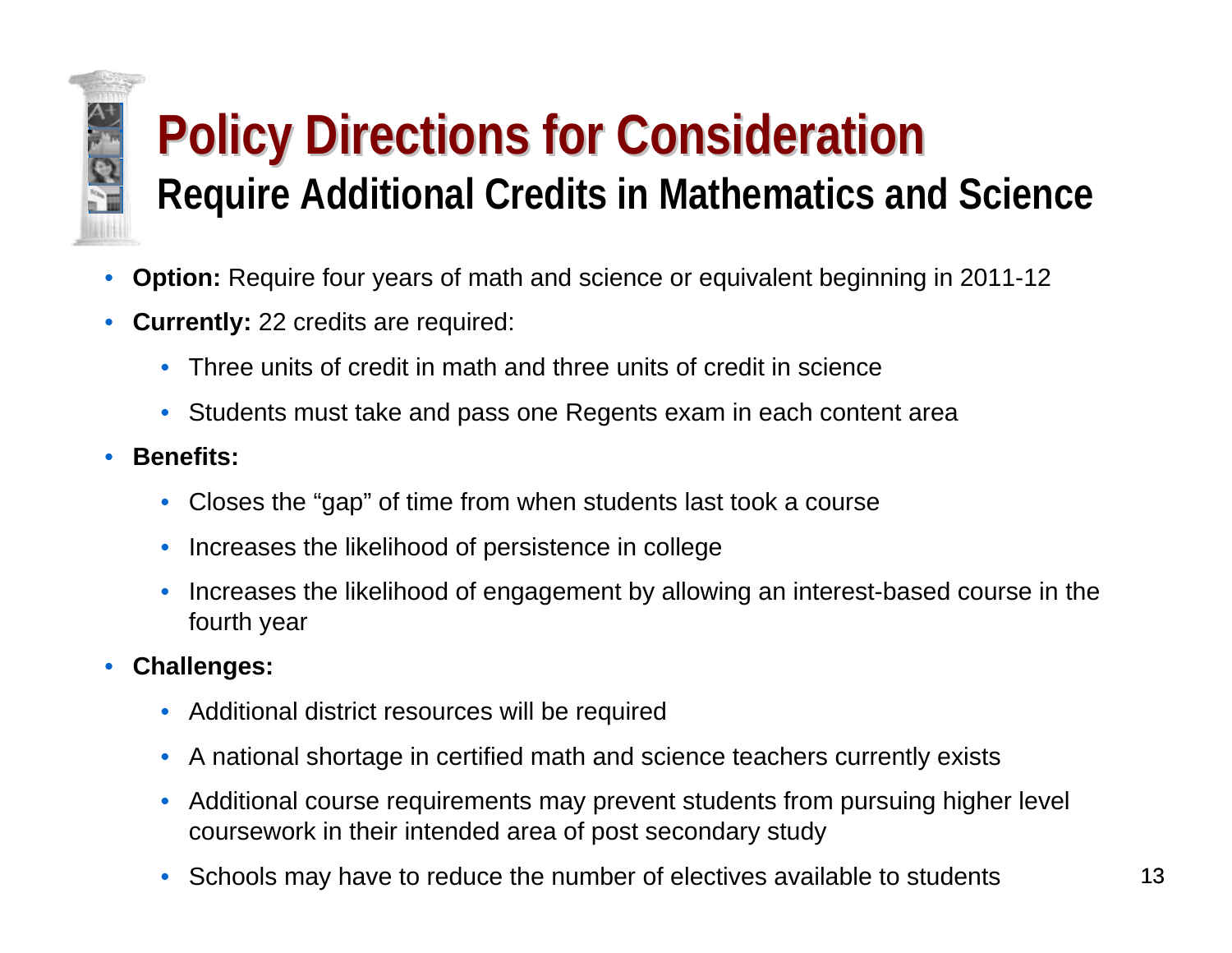# Policy Directions for Consideration

## Require Additional Credits in Mathematics and Science

- **Option:** Require four years of math and science or equivalent beginning in 2011-12
- **Currently:** 22 credits are required:
  - Three units of credit in math and three units of credit in science
  - Students must take and pass one Regents exam in each content area
- **Benefits:**
  - Closes the "gap" of time from when students last took a course
  - Increases the likelihood of persistence in college
  - Increases the likelihood of engagement by allowing an interest-based course in the fourth year
- **Challenges:**
  - Additional district resources will be required
  - A national shortage in certified math and science teachers currently exists
  - Additional course requirements may prevent students from pursuing higher level coursework in their intended area of post secondary study
  - Schools may have to reduce the number of electives available to students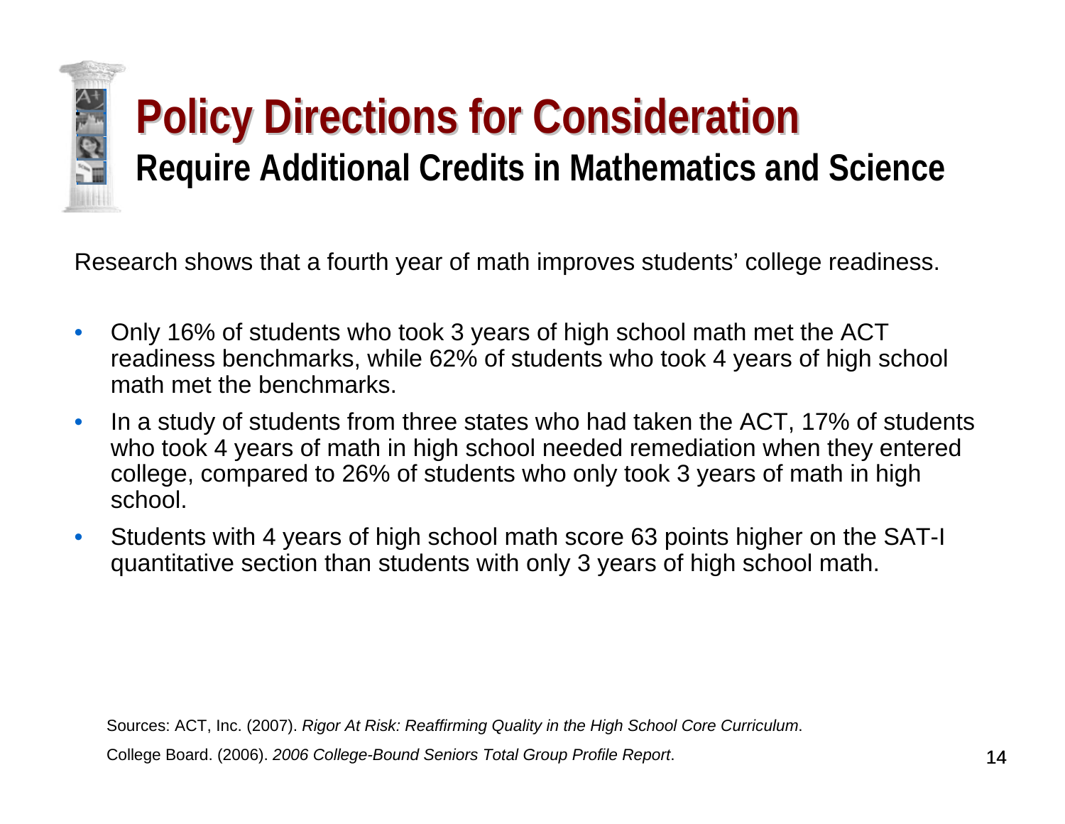# Policy Directions for Consideration

## Require Additional Credits in Mathematics and Science

Research shows that a fourth year of math improves students' college readiness.

- Only 16% of students who took 3 years of high school math met the ACT readiness benchmarks, while 62% of students who took 4 years of high school math met the benchmarks.
- In a study of students from three states who had taken the ACT, 17% of students who took 4 years of math in high school needed remediation when they entered college, compared to 26% of students who only took 3 years of math in high school.
- Students with 4 years of high school math score 63 points higher on the SAT-I quantitative section than students with only 3 years of high school math.

Sources: ACT, Inc. (2007). *Rigor At Risk: Reaffirming Quality in the High School Core Curriculum*.

College Board. (2006). *2006 College-Bound Seniors Total Group Profile Report*.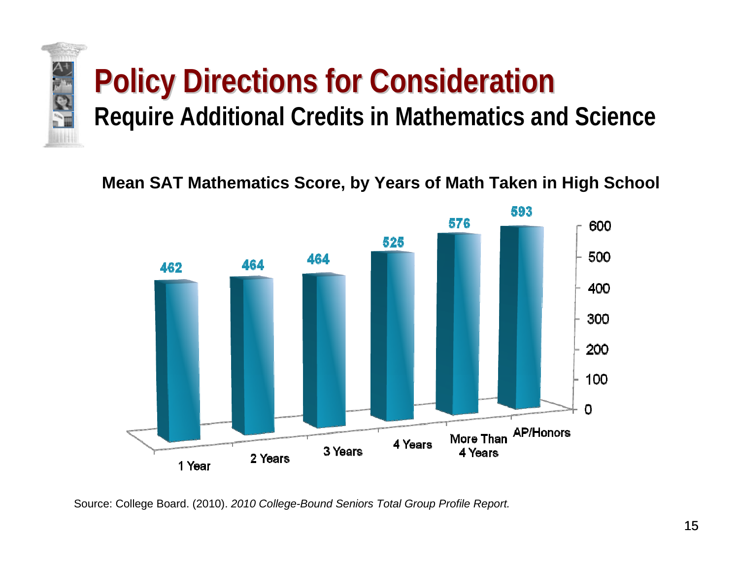# Policy Directions for Consideration

## Require Additional Credits in Mathematics and Science

**Mean SAT Mathematics Score, by Years of Math Taken in High School**

| Years of Math | Mean SAT Mathematics Score |
|---|---|
| 1 Year | 462 |
| 2 Years | 464 |
| 3 Years | 464 |
| 4 Years | 525 |
| More Than 4 Years | 576 |
| AP/Honors | 593 |

Source: College Board. (2010). *2010 College-Bound Seniors Total Group Profile Report.*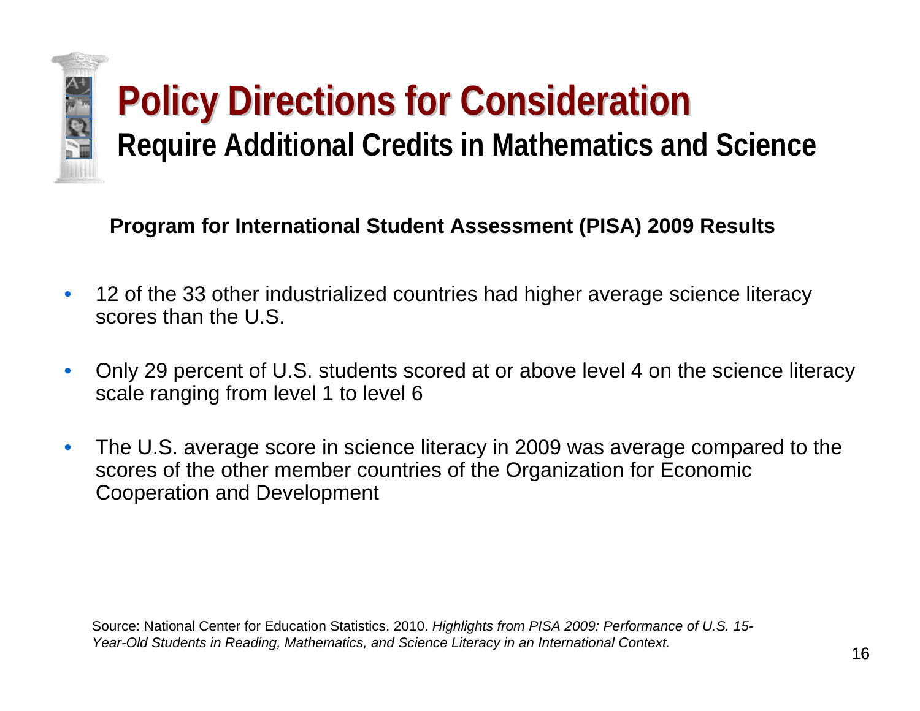# Policy Directions for Consideration

## Require Additional Credits in Mathematics and Science

**Program for International Student Assessment (PISA) 2009 Results**

- 12 of the 33 other industrialized countries had higher average science literacy scores than the U.S.
- Only 29 percent of U.S. students scored at or above level 4 on the science literacy scale ranging from level 1 to level 6
- The U.S. average score in science literacy in 2009 was average compared to the scores of the other member countries of the Organization for Economic Cooperation and Development

Source: National Center for Education Statistics. 2010. *Highlights from PISA 2009: Performance of U.S. 15-Year-Old Students in Reading, Mathematics, and Science Literacy in an International Context.*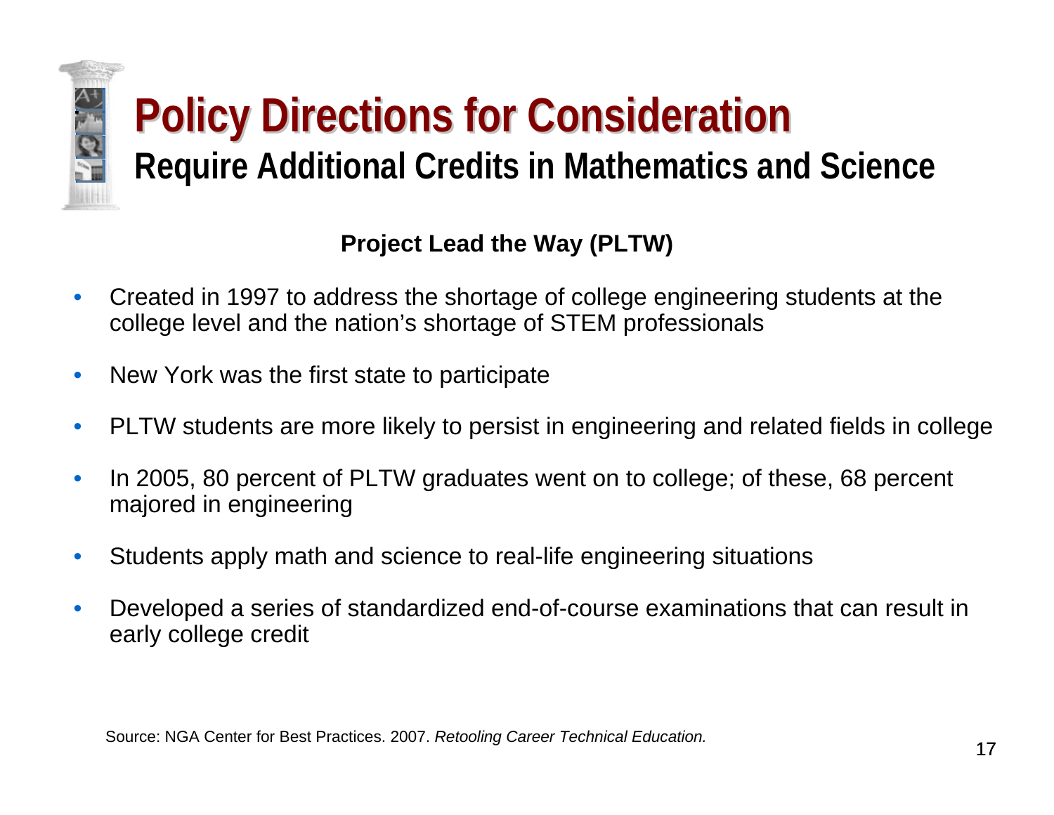# Policy Directions for Consideration

## Require Additional Credits in Mathematics and Science

**Project Lead the Way (PLTW)**

- Created in 1997 to address the shortage of college engineering students at the college level and the nation's shortage of STEM professionals
- New York was the first state to participate
- PLTW students are more likely to persist in engineering and related fields in college
- In 2005, 80 percent of PLTW graduates went on to college; of these, 68 percent majored in engineering
- Students apply math and science to real-life engineering situations
- Developed a series of standardized end-of-course examinations that can result in early college credit

Source: NGA Center for Best Practices. 2007. *Retooling Career Technical Education.*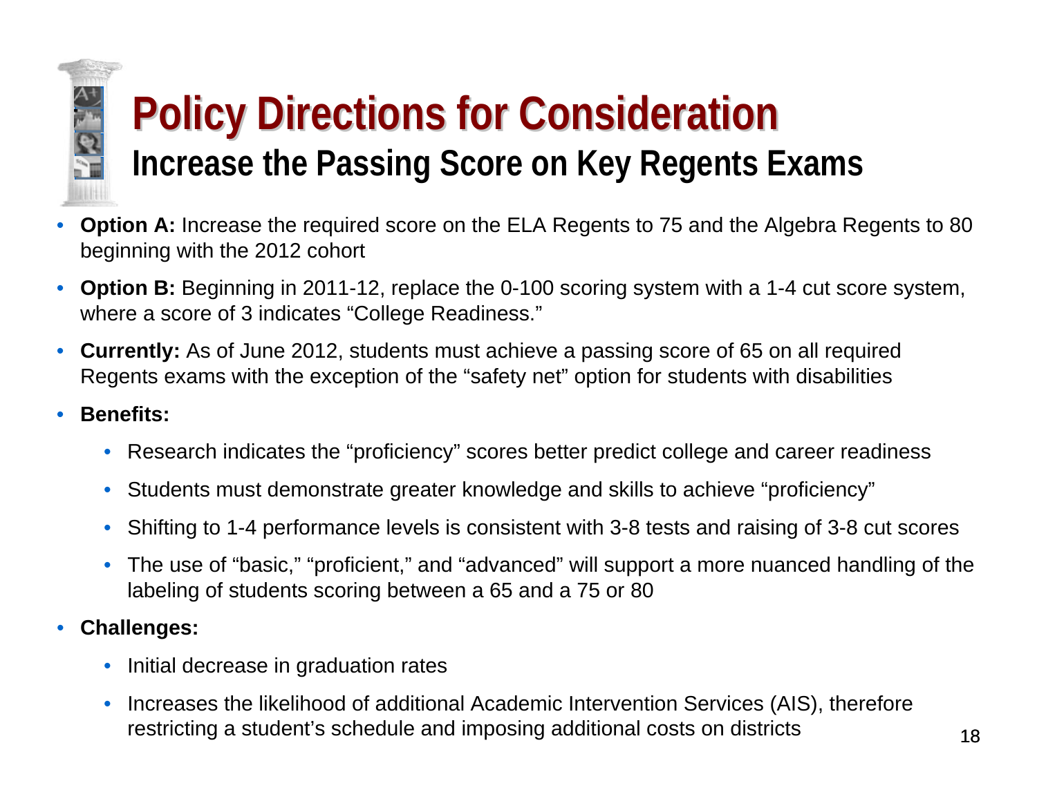# Policy Directions for Consideration

## Increase the Passing Score on Key Regents Exams

- **Option A:** Increase the required score on the ELA Regents to 75 and the Algebra Regents to 80 beginning with the 2012 cohort
- **Option B:** Beginning in 2011-12, replace the 0-100 scoring system with a 1-4 cut score system, where a score of 3 indicates "College Readiness."
- **Currently:** As of June 2012, students must achieve a passing score of 65 on all required Regents exams with the exception of the "safety net" option for students with disabilities
- **Benefits:**
  - Research indicates the "proficiency" scores better predict college and career readiness
  - Students must demonstrate greater knowledge and skills to achieve "proficiency"
  - Shifting to 1-4 performance levels is consistent with 3-8 tests and raising of 3-8 cut scores
  - The use of "basic," "proficient," and "advanced" will support a more nuanced handling of the labeling of students scoring between a 65 and a 75 or 80
- **Challenges:**
  - Initial decrease in graduation rates
  - Increases the likelihood of additional Academic Intervention Services (AIS), therefore restricting a student's schedule and imposing additional costs on districts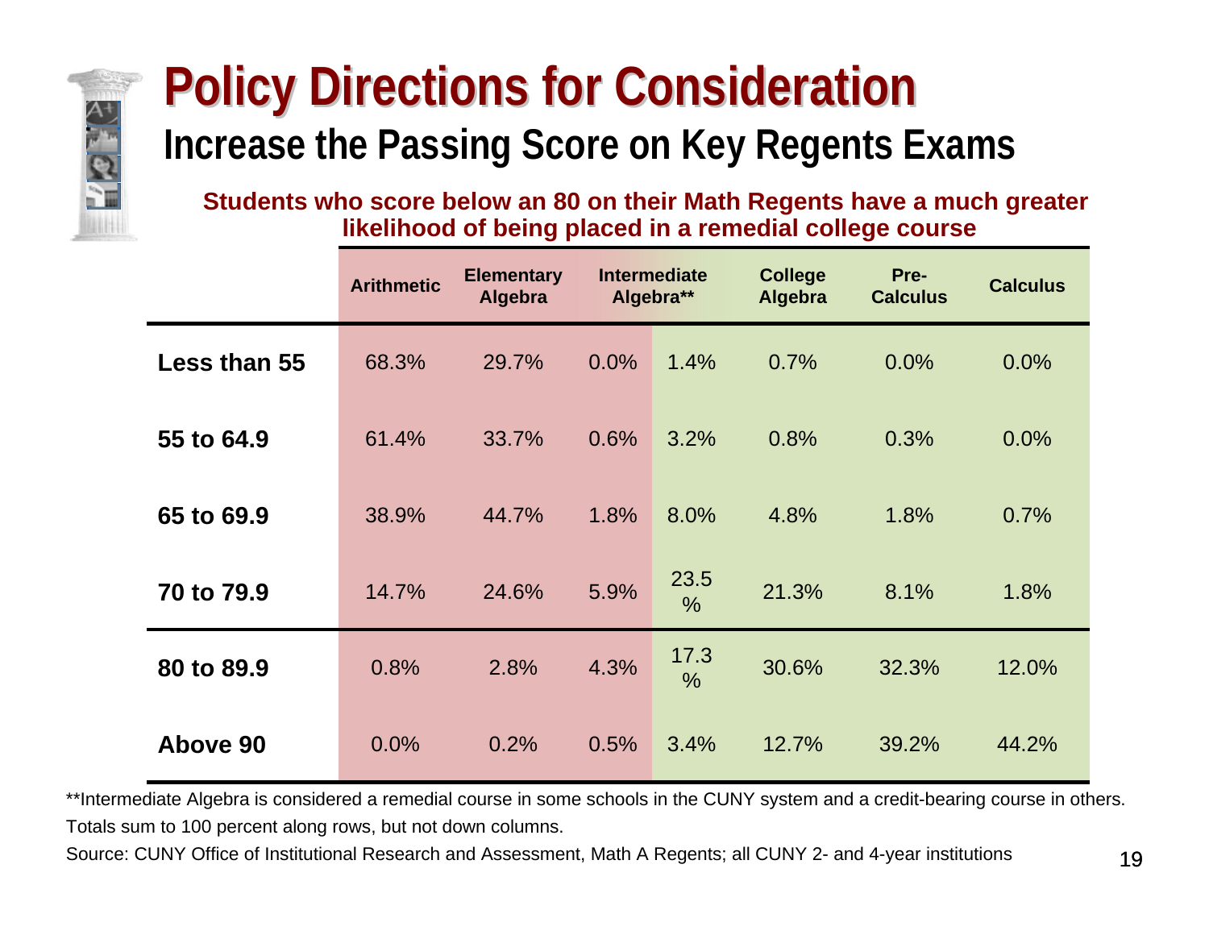# Policy Directions for Consideration

## Increase the Passing Score on Key Regents Exams

**Students who score below an 80 on their Math Regents have a much greater likelihood of being placed in a remedial college course**

| | Arithmetic | Elementary Algebra | Intermediate Algebra** | | College Algebra | Pre-Calculus | Calculus |
|---|---|---|---|---|---|---|---|
| **Less than 55** | 68.3% | 29.7% | 0.0% | 1.4% | 0.7% | 0.0% | 0.0% |
| **55 to 64.9** | 61.4% | 33.7% | 0.6% | 3.2% | 0.8% | 0.3% | 0.0% |
| **65 to 69.9** | 38.9% | 44.7% | 1.8% | 8.0% | 4.8% | 1.8% | 0.7% |
| **70 to 79.9** | 14.7% | 24.6% | 5.9% | 23.5% | 21.3% | 8.1% | 1.8% |
| **80 to 89.9** | 0.8% | 2.8% | 4.3% | 17.3% | 30.6% | 32.3% | 12.0% |
| **Above 90** | 0.0% | 0.2% | 0.5% | 3.4% | 12.7% | 39.2% | 44.2% |

**Intermediate Algebra is considered a remedial course in some schools in the CUNY system and a credit-bearing course in others.

Totals sum to 100 percent along rows, but not down columns.

Source: CUNY Office of Institutional Research and Assessment, Math A Regents; all CUNY 2- and 4-year institutions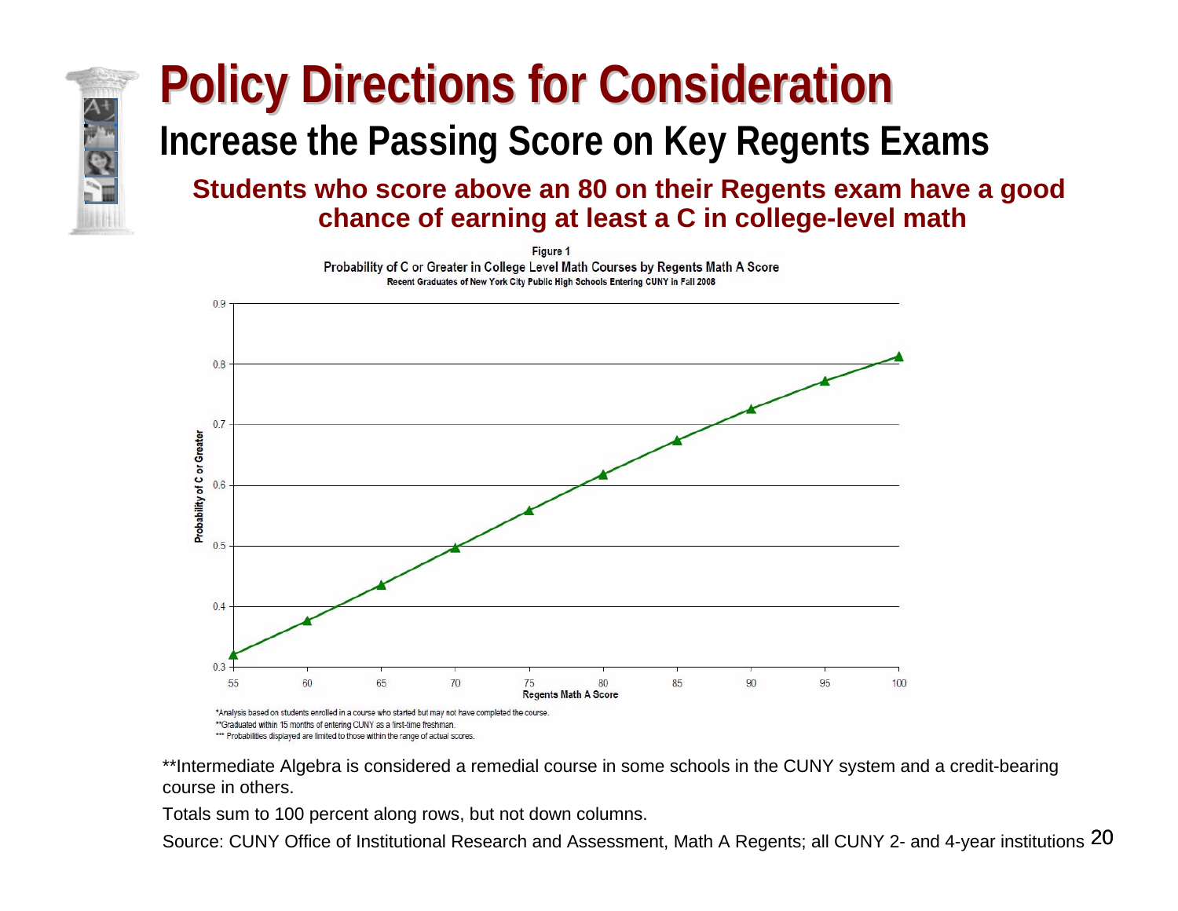# Policy Directions for Consideration

## Increase the Passing Score on Key Regents Exams

**Students who score above an 80 on their Regents exam have a good chance of earning at least a C in college-level math**

Figure 1
Probability of C or Greater in College Level Math Courses by Regents Math A Score
Recent Graduates of New York City Public High Schools Entering CUNY in Fall 2008

*Analysis based on students enrolled in a course who started but may not have completed the course.
**Graduated within 15 months of entering CUNY as a first-time freshman.
*** Probabilities displayed are limited to those within the range of actual scores.

**Intermediate Algebra is considered a remedial course in some schools in the CUNY system and a credit-bearing course in others.

Totals sum to 100 percent along rows, but not down columns.

Source: CUNY Office of Institutional Research and Assessment, Math A Regents; all CUNY 2- and 4-year institutions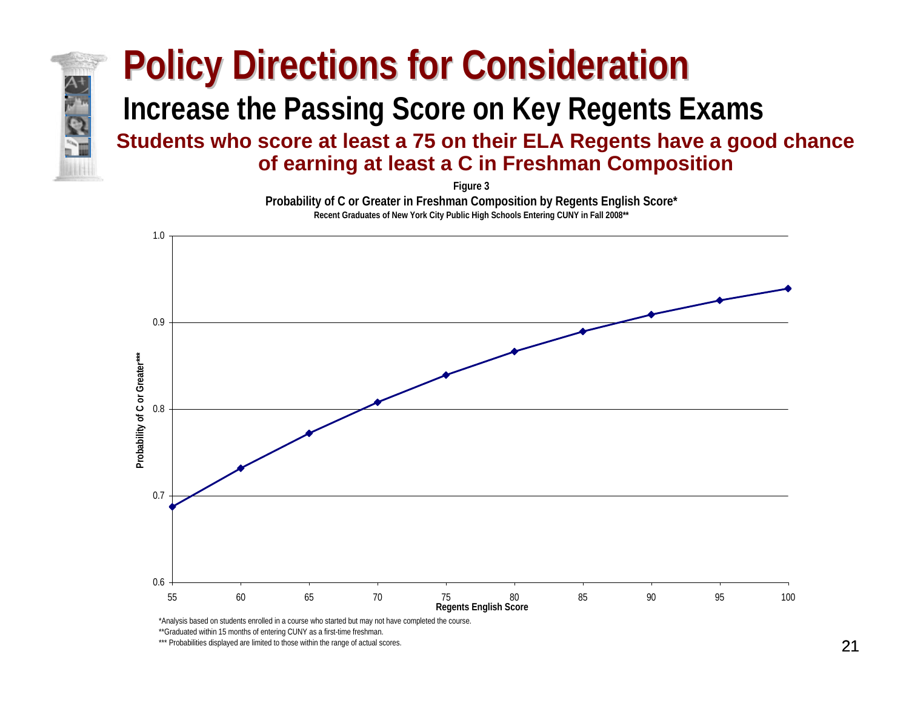# Policy Directions for Consideration

## Increase the Passing Score on Key Regents Exams

**Students who score at least a 75 on their ELA Regents have a good chance of earning at least a C in Freshman Composition**

**Figure 3**

**Probability of C or Greater in Freshman Composition by Regents English Score***

**Recent Graduates of New York City Public High Schools Entering CUNY in Fall 2008****

| Regents English Score | Probability of C or Greater*** (approx.) |
|---|---|
| 55 | 0.69 |
| 60 | 0.73 |
| 65 | 0.77 |
| 70 | 0.81 |
| 75 | 0.84 |
| 80 | 0.87 |
| 85 | 0.89 |
| 90 | 0.91 |
| 95 | 0.93 |
| 100 | 0.94 |

*Analysis based on students enrolled in a course who started but may not have completed the course.

**Graduated within 15 months of entering CUNY as a first-time freshman.

*** Probabilities displayed are limited to those within the range of actual scores.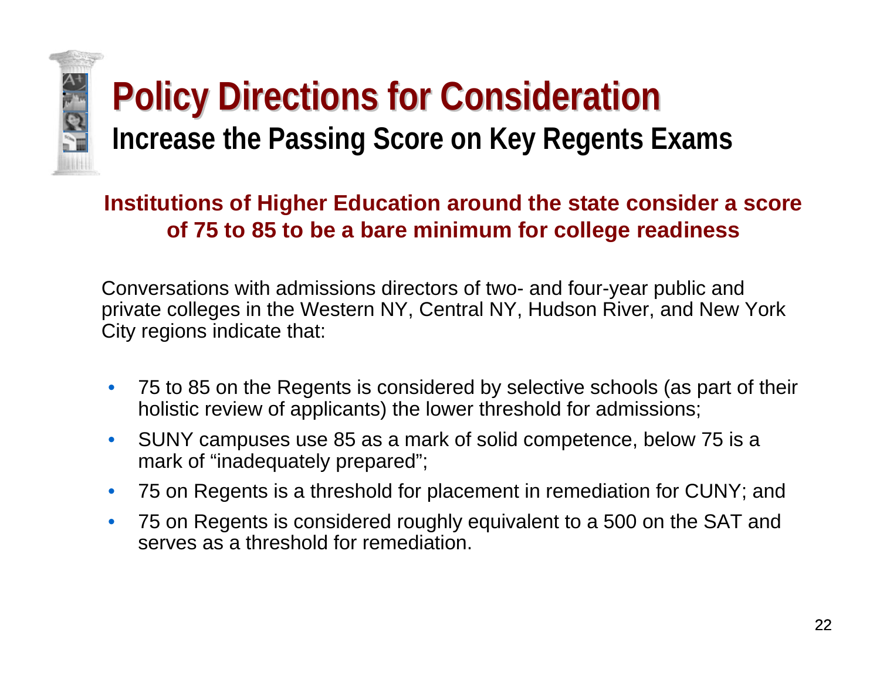# Policy Directions for Consideration

## Increase the Passing Score on Key Regents Exams

**Institutions of Higher Education around the state consider a score of 75 to 85 to be a bare minimum for college readiness**

Conversations with admissions directors of two- and four-year public and private colleges in the Western NY, Central NY, Hudson River, and New York City regions indicate that:

- 75 to 85 on the Regents is considered by selective schools (as part of their holistic review of applicants) the lower threshold for admissions;
- SUNY campuses use 85 as a mark of solid competence, below 75 is a mark of "inadequately prepared";
- 75 on Regents is a threshold for placement in remediation for CUNY; and
- 75 on Regents is considered roughly equivalent to a 500 on the SAT and serves as a threshold for remediation.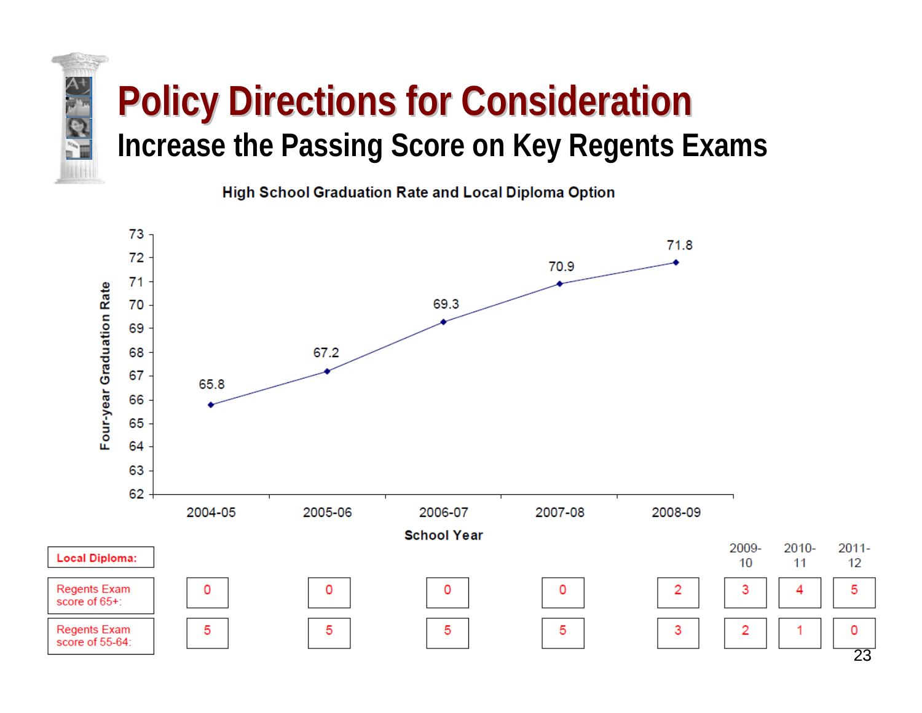# Policy Directions for Consideration

## Increase the Passing Score on Key Regents Exams

**High School Graduation Rate and Local Diploma Option**

| School Year | Four-year Graduation Rate |
|---|---|
| 2004-05 | 65.8 |
| 2005-06 | 67.2 |
| 2006-07 | 69.3 |
| 2007-08 | 70.9 |
| 2008-09 | 71.8 |

| Local Diploma: | 2004-05 | 2005-06 | 2006-07 | 2007-08 | 2008-09 | 2009-10 | 2010-11 | 2011-12 |
|---|---|---|---|---|---|---|---|---|
| Regents Exam score of 65+: | 0 | 0 | 0 | 0 | 2 | 3 | 4 | 5 |
| Regents Exam score of 55-64: | 5 | 5 | 5 | 5 | 3 | 2 | 1 | 0 |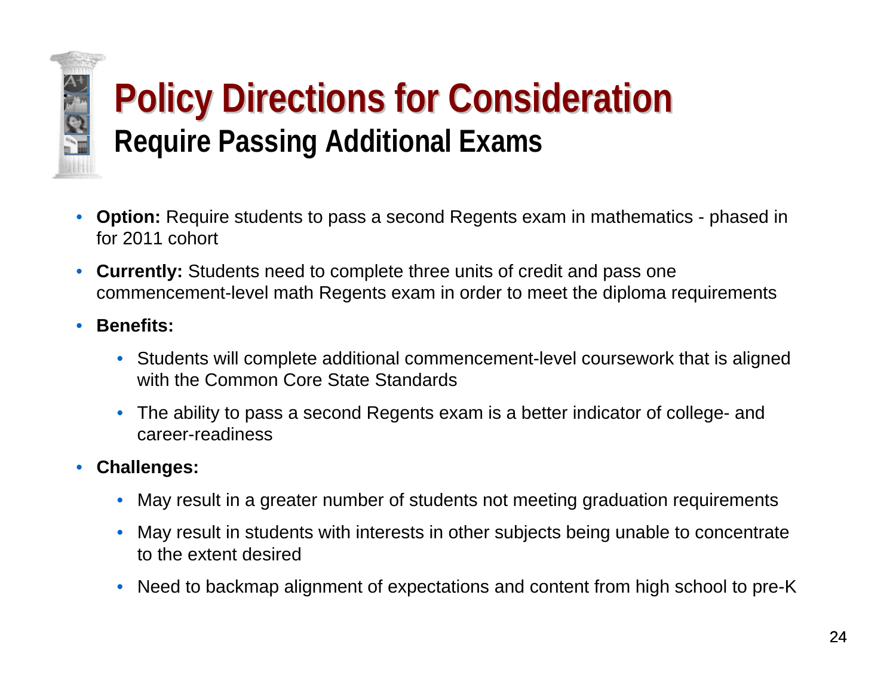# Policy Directions for Consideration

## Require Passing Additional Exams

- **Option:** Require students to pass a second Regents exam in mathematics - phased in for 2011 cohort
- **Currently:** Students need to complete three units of credit and pass one commencement-level math Regents exam in order to meet the diploma requirements
- **Benefits:**
  - Students will complete additional commencement-level coursework that is aligned with the Common Core State Standards
  - The ability to pass a second Regents exam is a better indicator of college- and career-readiness
- **Challenges:**
  - May result in a greater number of students not meeting graduation requirements
  - May result in students with interests in other subjects being unable to concentrate to the extent desired
  - Need to backmap alignment of expectations and content from high school to pre-K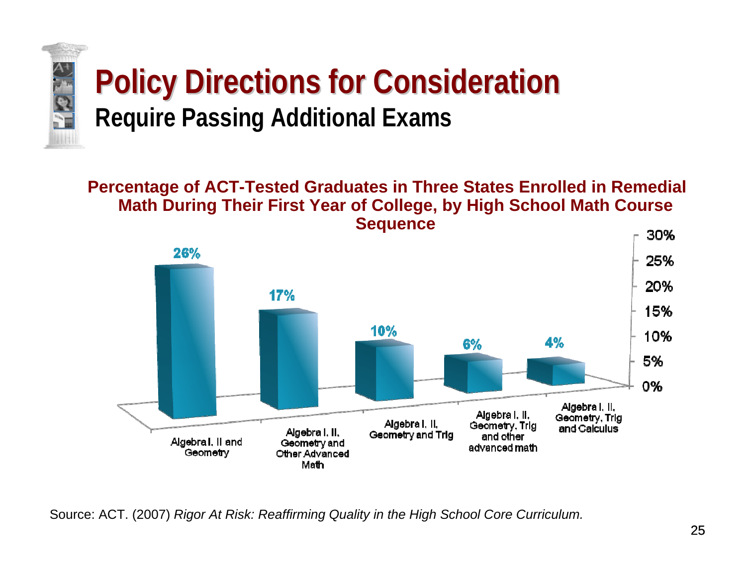# Policy Directions for Consideration

## Require Passing Additional Exams

**Percentage of ACT-Tested Graduates in Three States Enrolled in Remedial Math During Their First Year of College, by High School Math Course Sequence**

| High School Math Course Sequence | Percentage |
| --- | --- |
| Algebra I, II and Geometry | 26% |
| Algebra I, II, Geometry and Other Advanced Math | 17% |
| Algebra I, II, Geometry and Trig | 10% |
| Algebra I, II, Geometry, Trig and other advanced math | 6% |
| Algebra I, II, Geometry, Trig and Calculus | 4% |

Source: ACT. (2007) *Rigor At Risk: Reaffirming Quality in the High School Core Curriculum.*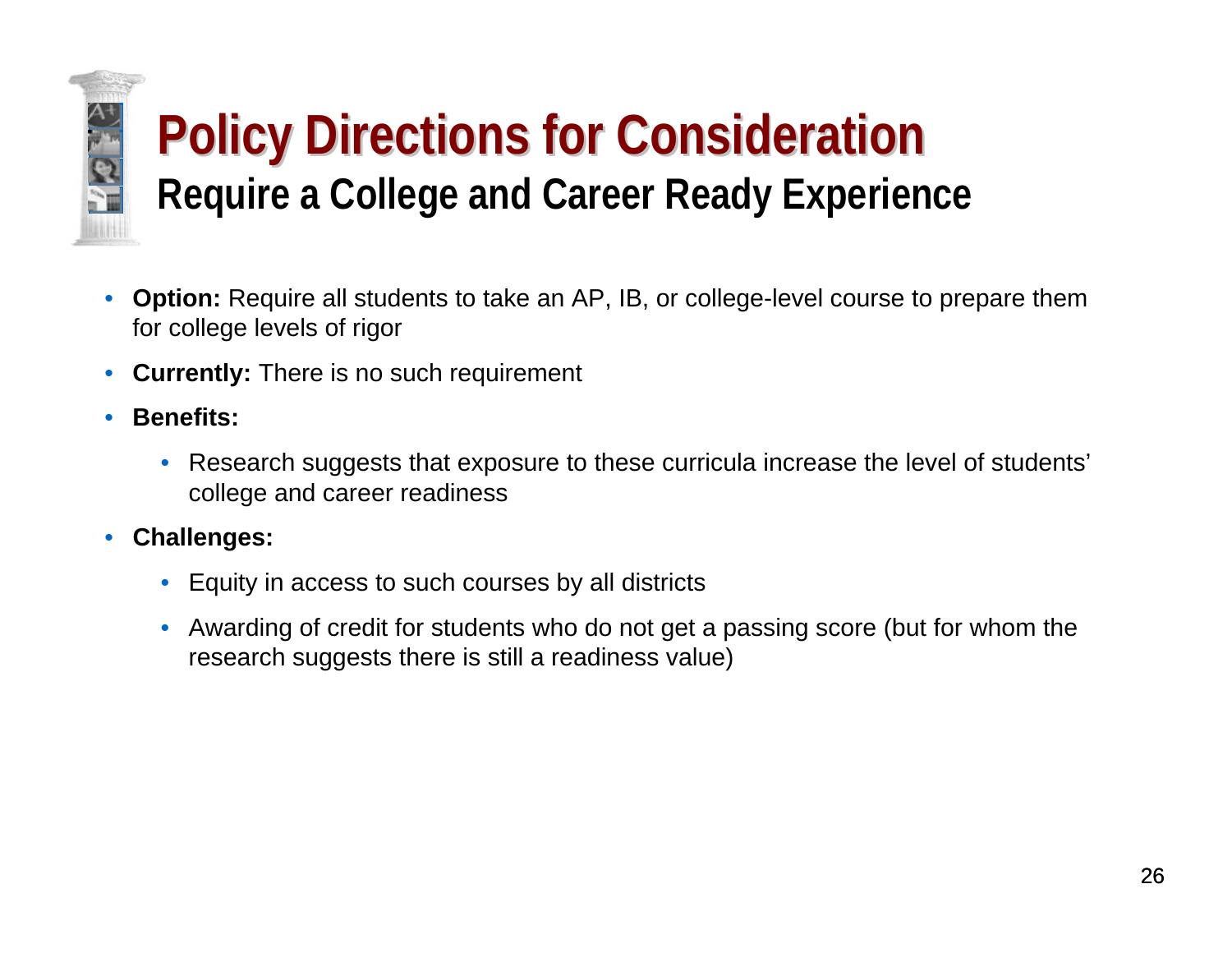# Policy Directions for Consideration

## Require a College and Career Ready Experience

- **Option:** Require all students to take an AP, IB, or college-level course to prepare them for college levels of rigor
- **Currently:** There is no such requirement
- **Benefits:**
  - Research suggests that exposure to these curricula increase the level of students' college and career readiness
- **Challenges:**
  - Equity in access to such courses by all districts
  - Awarding of credit for students who do not get a passing score (but for whom the research suggests there is still a readiness value)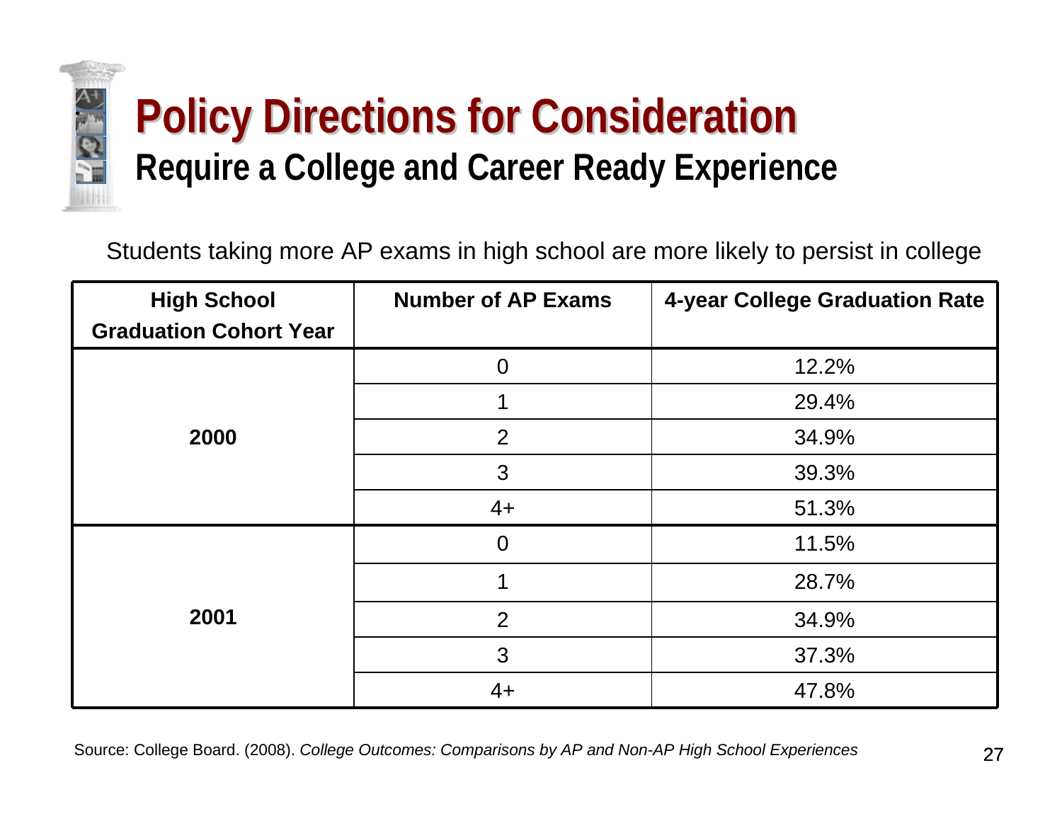# Policy Directions for Consideration

## Require a College and Career Ready Experience

Students taking more AP exams in high school are more likely to persist in college

| High School Graduation Cohort Year | Number of AP Exams | 4-year College Graduation Rate |
|---|---|---|
| 2000 | 0 | 12.2% |
| | 1 | 29.4% |
| | 2 | 34.9% |
| | 3 | 39.3% |
| | 4+ | 51.3% |
| 2001 | 0 | 11.5% |
| | 1 | 28.7% |
| | 2 | 34.9% |
| | 3 | 37.3% |
| | 4+ | 47.8% |

Source: College Board. (2008). *College Outcomes: Comparisons by AP and Non-AP High School Experiences*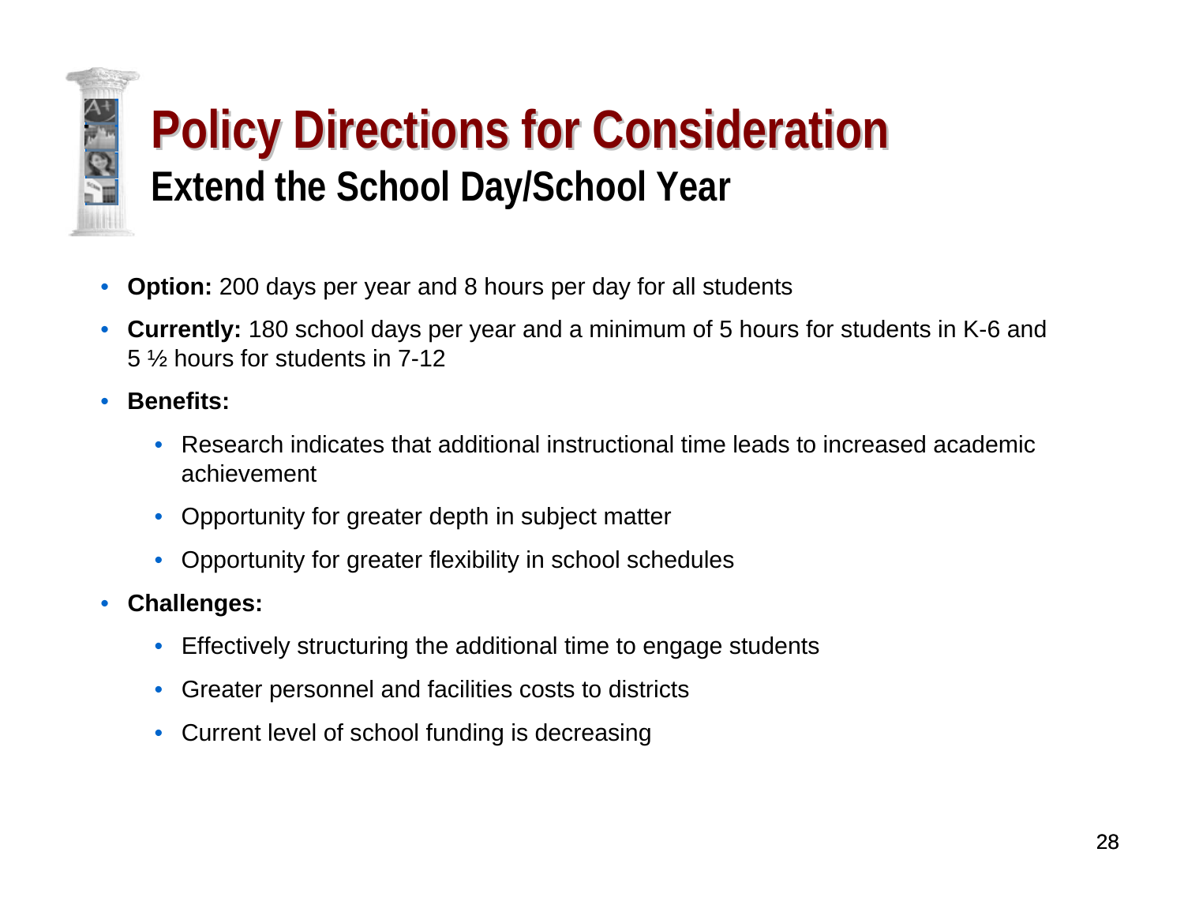# Policy Directions for Consideration

## Extend the School Day/School Year

- **Option:** 200 days per year and 8 hours per day for all students
- **Currently:** 180 school days per year and a minimum of 5 hours for students in K-6 and 5 ½ hours for students in 7-12
- **Benefits:**
  - Research indicates that additional instructional time leads to increased academic achievement
  - Opportunity for greater depth in subject matter
  - Opportunity for greater flexibility in school schedules
- **Challenges:**
  - Effectively structuring the additional time to engage students
  - Greater personnel and facilities costs to districts
  - Current level of school funding is decreasing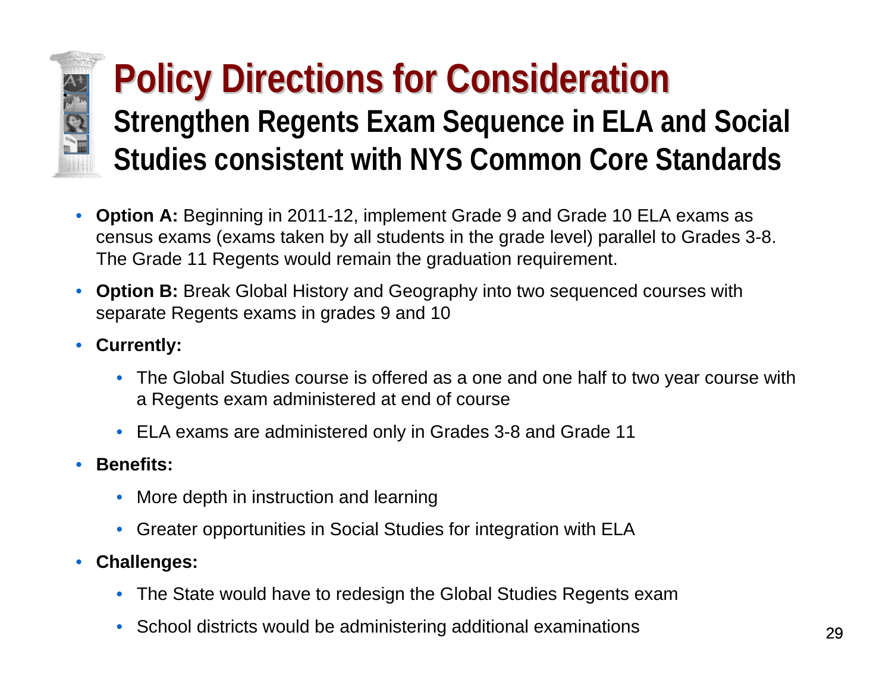# Policy Directions for Consideration

## Strengthen Regents Exam Sequence in ELA and Social Studies consistent with NYS Common Core Standards

- **Option A:** Beginning in 2011-12, implement Grade 9 and Grade 10 ELA exams as census exams (exams taken by all students in the grade level) parallel to Grades 3-8. The Grade 11 Regents would remain the graduation requirement.
- **Option B:** Break Global History and Geography into two sequenced courses with separate Regents exams in grades 9 and 10
- **Currently:**
  - The Global Studies course is offered as a one and one half to two year course with a Regents exam administered at end of course
  - ELA exams are administered only in Grades 3-8 and Grade 11
- **Benefits:**
  - More depth in instruction and learning
  - Greater opportunities in Social Studies for integration with ELA
- **Challenges:**
  - The State would have to redesign the Global Studies Regents exam
  - School districts would be administering additional examinations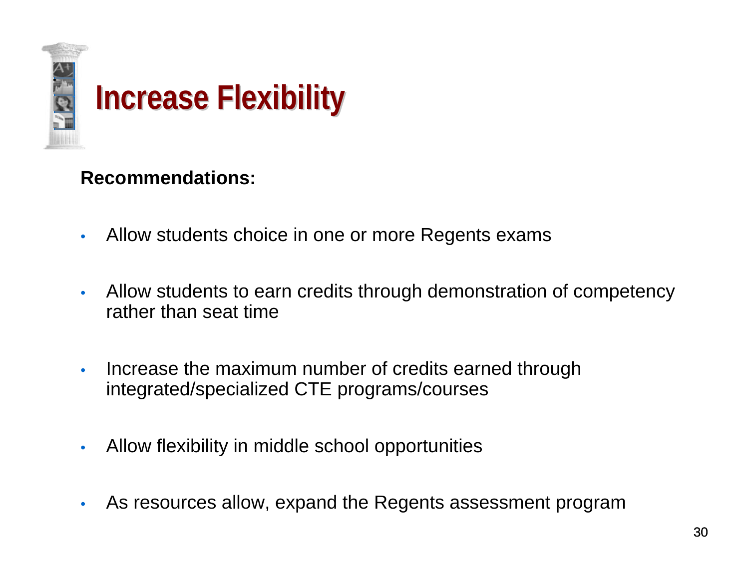# Increase Flexibility

**Recommendations:**

- Allow students choice in one or more Regents exams
- Allow students to earn credits through demonstration of competency rather than seat time
- Increase the maximum number of credits earned through integrated/specialized CTE programs/courses
- Allow flexibility in middle school opportunities
- As resources allow, expand the Regents assessment program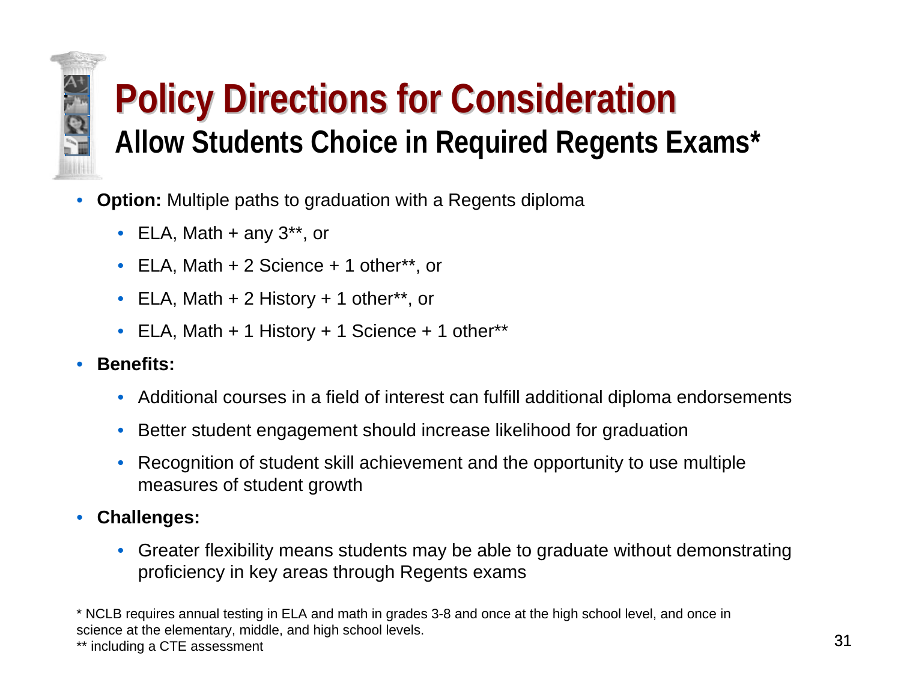# Policy Directions for Consideration

## Allow Students Choice in Required Regents Exams*

- **Option:** Multiple paths to graduation with a Regents diploma
  - ELA, Math + any 3**, or
  - ELA, Math + 2 Science + 1 other**, or
  - ELA, Math + 2 History + 1 other**, or
  - ELA, Math + 1 History + 1 Science + 1 other**
- **Benefits:**
  - Additional courses in a field of interest can fulfill additional diploma endorsements
  - Better student engagement should increase likelihood for graduation
  - Recognition of student skill achievement and the opportunity to use multiple measures of student growth
- **Challenges:**
  - Greater flexibility means students may be able to graduate without demonstrating proficiency in key areas through Regents exams

* NCLB requires annual testing in ELA and math in grades 3-8 and once at the high school level, and once in science at the elementary, middle, and high school levels.

** including a CTE assessment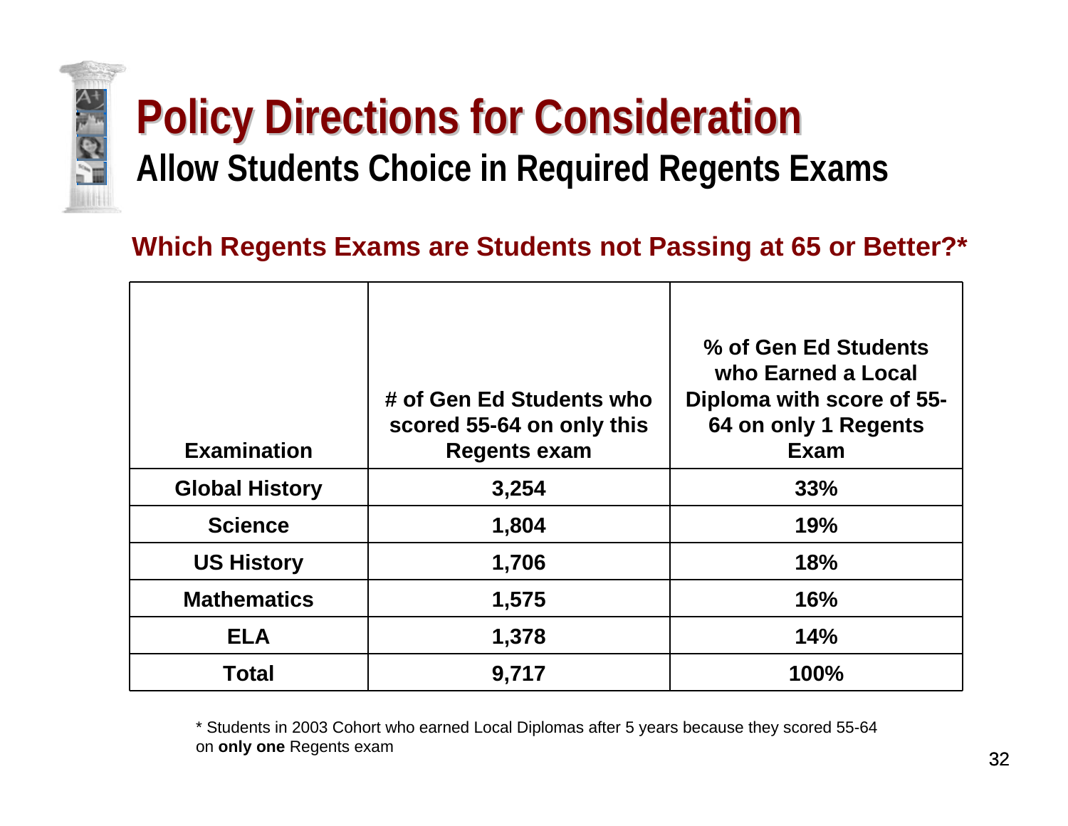# Policy Directions for Consideration

## Allow Students Choice in Required Regents Exams

### Which Regents Exams are Students not Passing at 65 or Better?*

| Examination | # of Gen Ed Students who scored 55-64 on only this Regents exam | % of Gen Ed Students who Earned a Local Diploma with score of 55-64 on only 1 Regents Exam |
|---|---|---|
| **Global History** | **3,254** | **33%** |
| **Science** | **1,804** | **19%** |
| **US History** | **1,706** | **18%** |
| **Mathematics** | **1,575** | **16%** |
| **ELA** | **1,378** | **14%** |
| **Total** | **9,717** | **100%** |

* Students in 2003 Cohort who earned Local Diplomas after 5 years because they scored 55-64 on **only one** Regents exam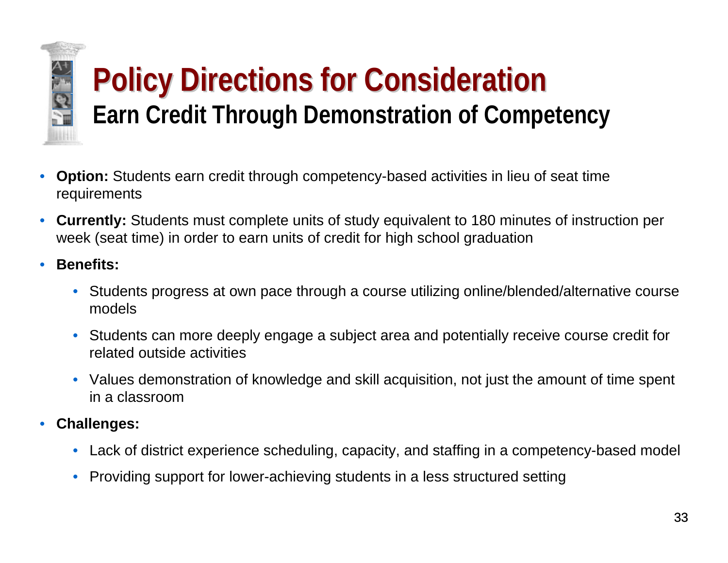# Policy Directions for Consideration

## Earn Credit Through Demonstration of Competency

- **Option:** Students earn credit through competency-based activities in lieu of seat time requirements
- **Currently:** Students must complete units of study equivalent to 180 minutes of instruction per week (seat time) in order to earn units of credit for high school graduation
- **Benefits:**
  - Students progress at own pace through a course utilizing online/blended/alternative course models
  - Students can more deeply engage a subject area and potentially receive course credit for related outside activities
  - Values demonstration of knowledge and skill acquisition, not just the amount of time spent in a classroom
- **Challenges:**
  - Lack of district experience scheduling, capacity, and staffing in a competency-based model
  - Providing support for lower-achieving students in a less structured setting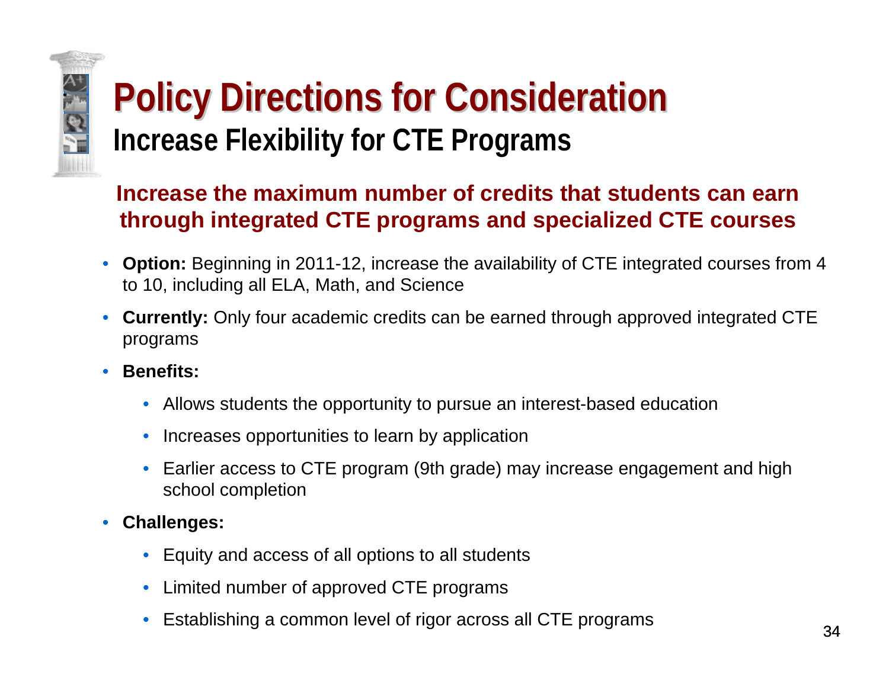# Policy Directions for Consideration

## Increase Flexibility for CTE Programs

### Increase the maximum number of credits that students can earn through integrated CTE programs and specialized CTE courses

- **Option:** Beginning in 2011-12, increase the availability of CTE integrated courses from 4 to 10, including all ELA, Math, and Science
- **Currently:** Only four academic credits can be earned through approved integrated CTE programs
- **Benefits:**
  - Allows students the opportunity to pursue an interest-based education
  - Increases opportunities to learn by application
  - Earlier access to CTE program (9th grade) may increase engagement and high school completion
- **Challenges:**
  - Equity and access of all options to all students
  - Limited number of approved CTE programs
  - Establishing a common level of rigor across all CTE programs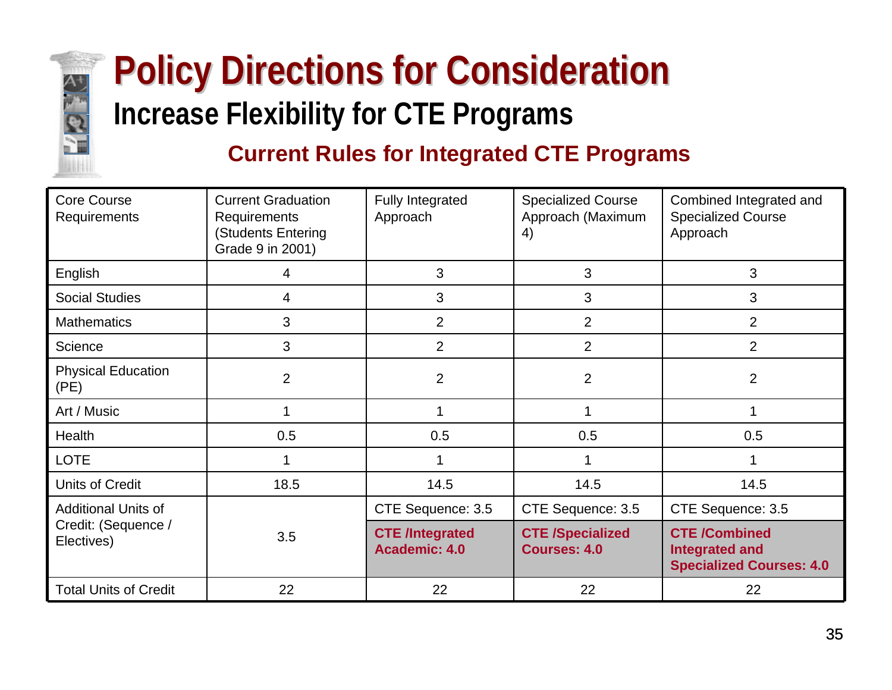# Policy Directions for Consideration

## Increase Flexibility for CTE Programs

### Current Rules for Integrated CTE Programs

| Core Course Requirements | Current Graduation Requirements (Students Entering Grade 9 in 2001) | Fully Integrated Approach | Specialized Course Approach (Maximum 4) | Combined Integrated and Specialized Course Approach |
|---|---|---|---|---|
| English | 4 | 3 | 3 | 3 |
| Social Studies | 4 | 3 | 3 | 3 |
| Mathematics | 3 | 2 | 2 | 2 |
| Science | 3 | 2 | 2 | 2 |
| Physical Education (PE) | 2 | 2 | 2 | 2 |
| Art / Music | 1 | 1 | 1 | 1 |
| Health | 0.5 | 0.5 | 0.5 | 0.5 |
| LOTE | 1 | 1 | 1 | 1 |
| Units of Credit | 18.5 | 14.5 | 14.5 | 14.5 |
| Additional Units of Credit: (Sequence / Electives) | 3.5 | CTE Sequence: 3.5 | CTE Sequence: 3.5 | CTE Sequence: 3.5 |
| | | **CTE /Integrated Academic: 4.0** | **CTE /Specialized Courses: 4.0** | **CTE /Combined Integrated and Specialized Courses: 4.0** |
| Total Units of Credit | 22 | 22 | 22 | 22 |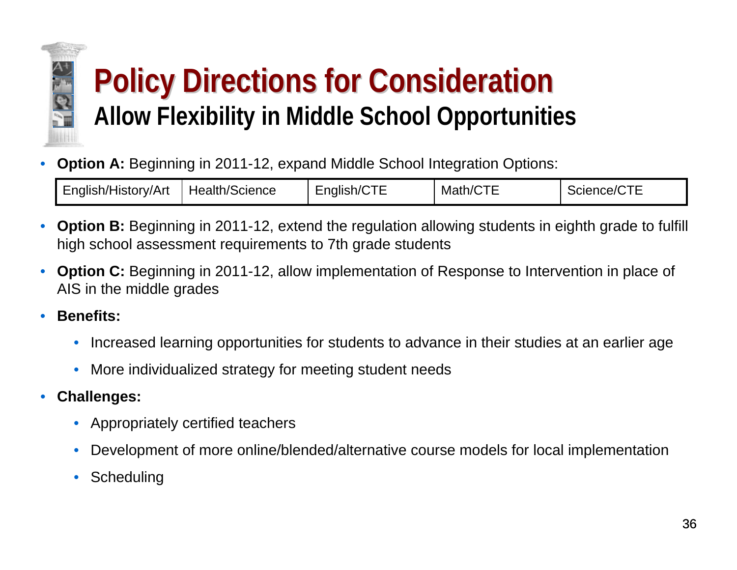# Policy Directions for Consideration

## Allow Flexibility in Middle School Opportunities

- **Option A:** Beginning in 2011-12, expand Middle School Integration Options:

| English/History/Art | Health/Science | English/CTE | Math/CTE | Science/CTE |
|---|---|---|---|---|

- **Option B:** Beginning in 2011-12, extend the regulation allowing students in eighth grade to fulfill high school assessment requirements to 7th grade students
- **Option C:** Beginning in 2011-12, allow implementation of Response to Intervention in place of AIS in the middle grades
- **Benefits:**
  - Increased learning opportunities for students to advance in their studies at an earlier age
  - More individualized strategy for meeting student needs
- **Challenges:**
  - Appropriately certified teachers
  - Development of more online/blended/alternative course models for local implementation
  - Scheduling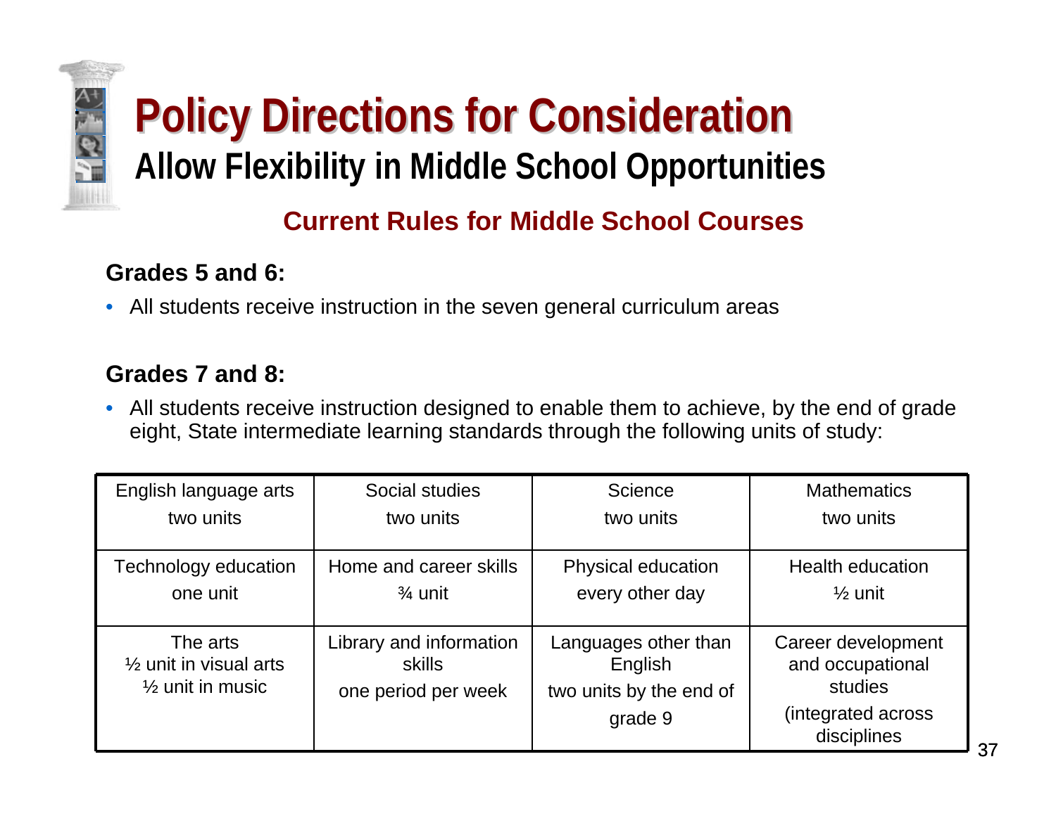# Policy Directions for Consideration

## Allow Flexibility in Middle School Opportunities

### Current Rules for Middle School Courses

**Grades 5 and 6:**

- All students receive instruction in the seven general curriculum areas

**Grades 7 and 8:**

- All students receive instruction designed to enable them to achieve, by the end of grade eight, State intermediate learning standards through the following units of study:

| | | | |
|---|---|---|---|
| English language arts two units | Social studies two units | Science two units | Mathematics two units |
| Technology education one unit | Home and career skills ¾ unit | Physical education every other day | Health education ½ unit |
| The arts ½ unit in visual arts ½ unit in music | Library and information skills one period per week | Languages other than English two units by the end of grade 9 | Career development and occupational studies (integrated across disciplines |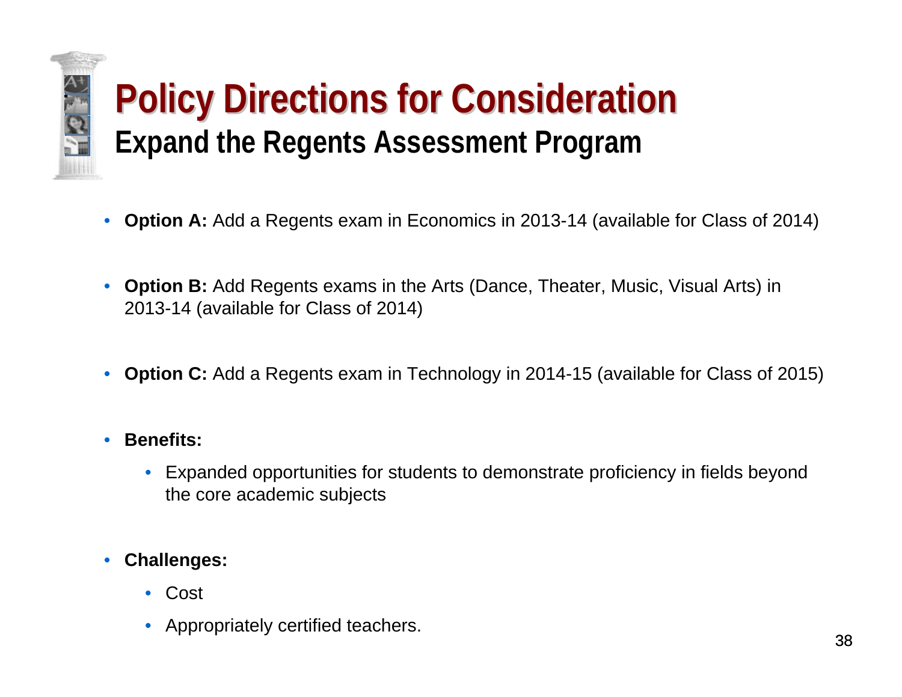# Policy Directions for Consideration

## Expand the Regents Assessment Program

- **Option A:** Add a Regents exam in Economics in 2013-14 (available for Class of 2014)
- **Option B:** Add Regents exams in the Arts (Dance, Theater, Music, Visual Arts) in 2013-14 (available for Class of 2014)
- **Option C:** Add a Regents exam in Technology in 2014-15 (available for Class of 2015)
- **Benefits:**
  - Expanded opportunities for students to demonstrate proficiency in fields beyond the core academic subjects
- **Challenges:**
  - Cost
  - Appropriately certified teachers.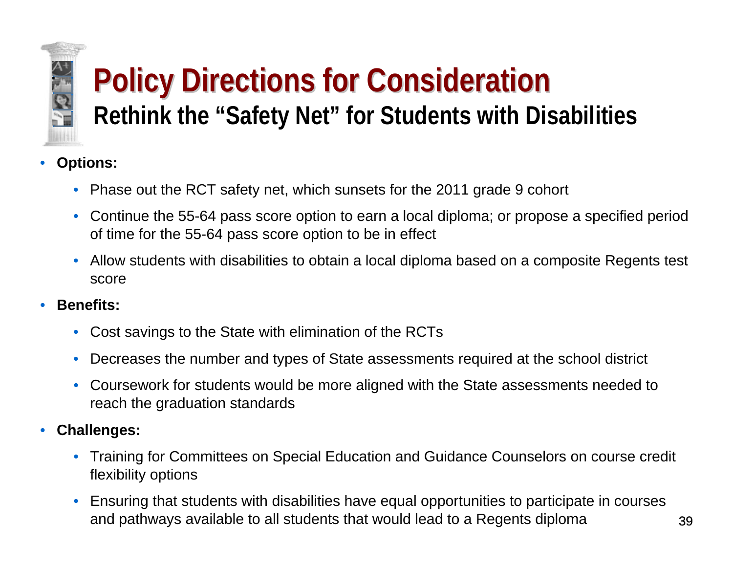# Policy Directions for Consideration

## Rethink the "Safety Net" for Students with Disabilities

- **Options:**
  - Phase out the RCT safety net, which sunsets for the 2011 grade 9 cohort
  - Continue the 55-64 pass score option to earn a local diploma; or propose a specified period of time for the 55-64 pass score option to be in effect
  - Allow students with disabilities to obtain a local diploma based on a composite Regents test score
- **Benefits:**
  - Cost savings to the State with elimination of the RCTs
  - Decreases the number and types of State assessments required at the school district
  - Coursework for students would be more aligned with the State assessments needed to reach the graduation standards
- **Challenges:**
  - Training for Committees on Special Education and Guidance Counselors on course credit flexibility options
  - Ensuring that students with disabilities have equal opportunities to participate in courses and pathways available to all students that would lead to a Regents diploma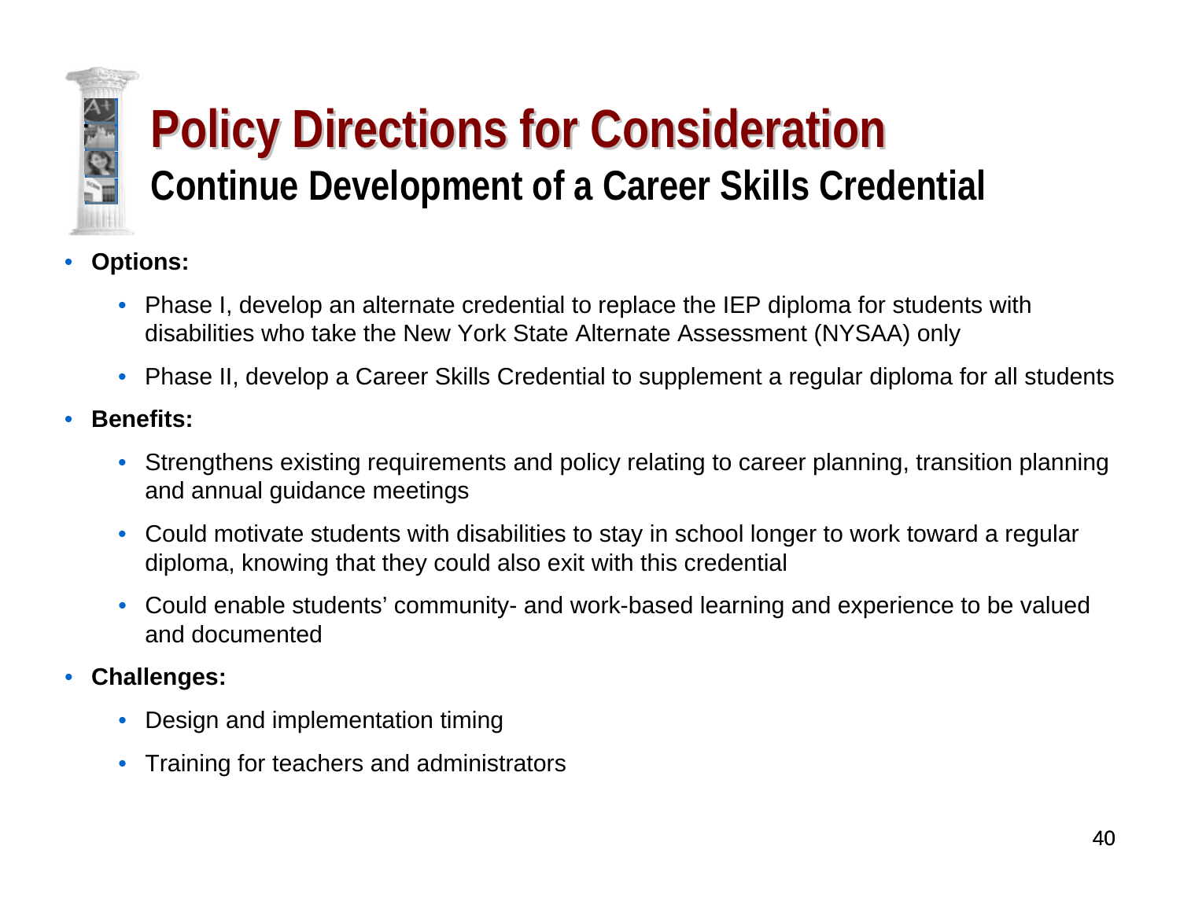# Policy Directions for Consideration

## Continue Development of a Career Skills Credential

- **Options:**
  - Phase I, develop an alternate credential to replace the IEP diploma for students with disabilities who take the New York State Alternate Assessment (NYSAA) only
  - Phase II, develop a Career Skills Credential to supplement a regular diploma for all students
- **Benefits:**
  - Strengthens existing requirements and policy relating to career planning, transition planning and annual guidance meetings
  - Could motivate students with disabilities to stay in school longer to work toward a regular diploma, knowing that they could also exit with this credential
  - Could enable students' community- and work-based learning and experience to be valued and documented
- **Challenges:**
  - Design and implementation timing
  - Training for teachers and administrators